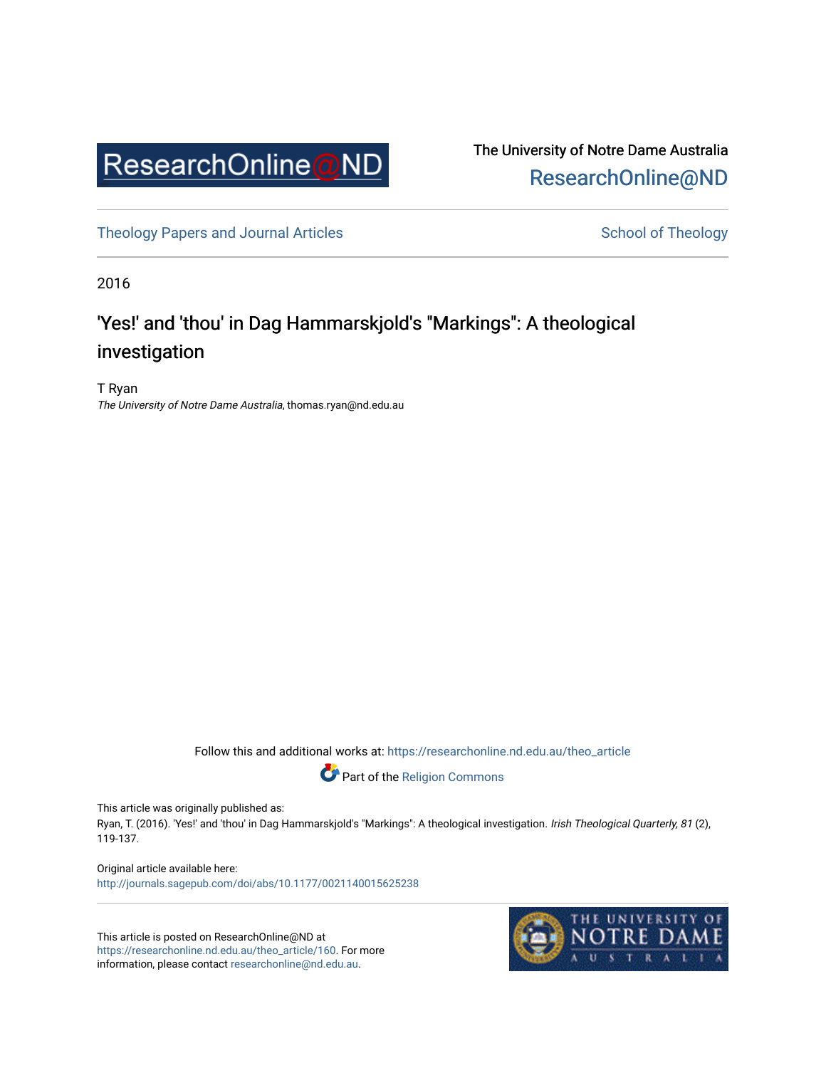ResearchOnline@ND

The University of Notre Dame Australia
ResearchOnline@ND

Theology Papers and Journal Articles

School of Theology

2016

# 'Yes!' and 'thou' in Dag Hammarskjold's "Markings": A theological investigation

T Ryan
*The University of Notre Dame Australia*, thomas.ryan@nd.edu.au

Follow this and additional works at: https://researchonline.nd.edu.au/theo_article

Part of the Religion Commons

This article was originally published as:
Ryan, T. (2016). 'Yes!' and 'thou' in Dag Hammarskjold's "Markings": A theological investigation. *Irish Theological Quarterly, 81* (2), 119-137.

Original article available here:
http://journals.sagepub.com/doi/abs/10.1177/0021140015625238

This article is posted on ResearchOnline@ND at https://researchonline.nd.edu.au/theo_article/160. For more information, please contact researchonline@nd.edu.au.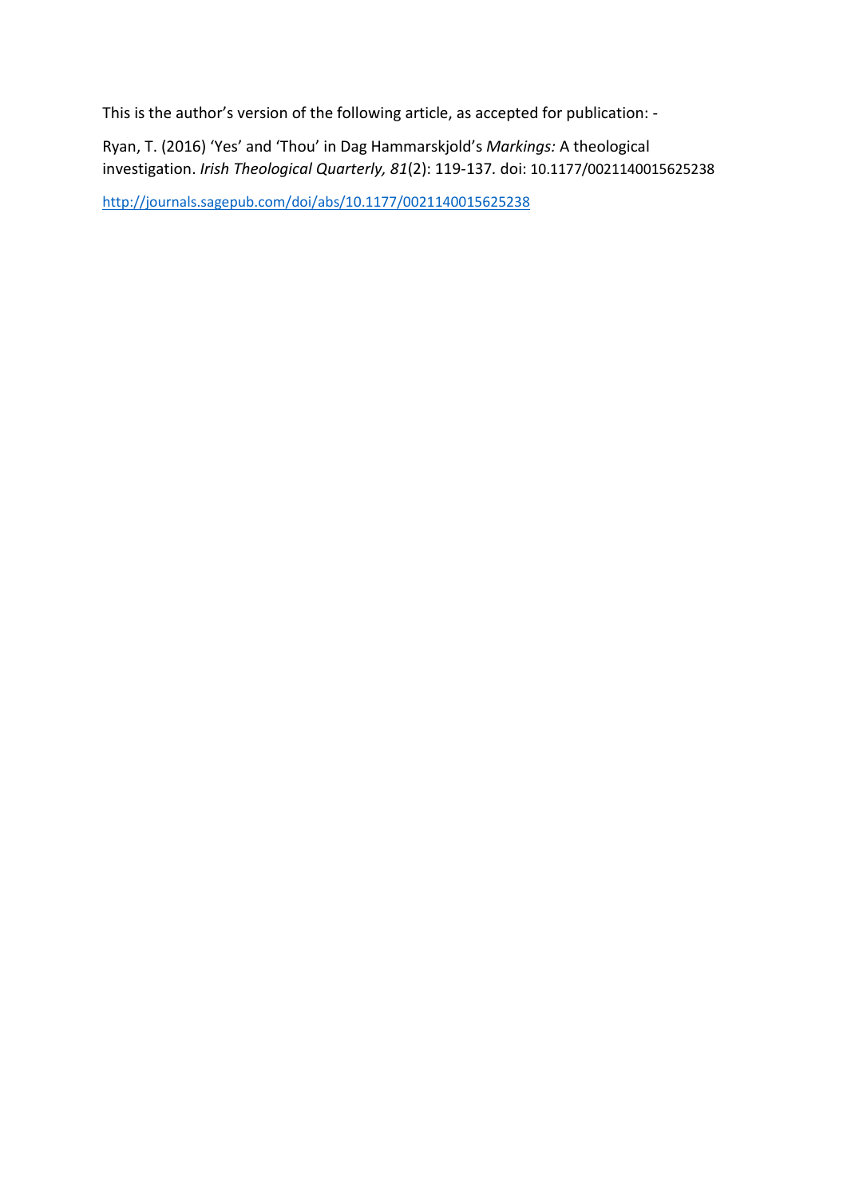This is the author's version of the following article, as accepted for publication: -

Ryan, T. (2016) 'Yes' and 'Thou' in Dag Hammarskjold's *Markings:* A theological investigation. *Irish Theological Quarterly, 81*(2): 119-137. doi: 10.1177/0021140015625238

[http://journals.sagepub.com/doi/abs/10.1177/0021140015625238](http://journals.sagepub.com/doi/abs/10.1177/0021140015625238)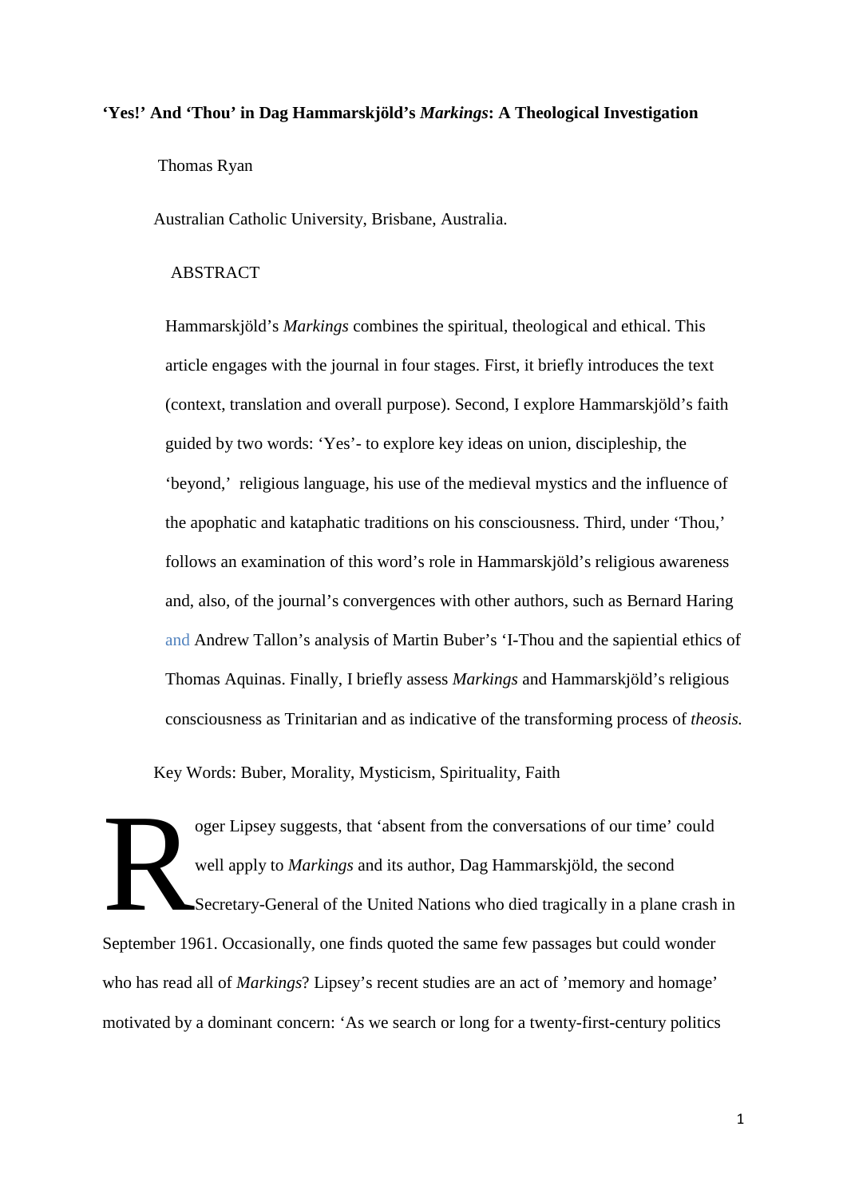**'Yes!' And 'Thou' in Dag Hammarskjöld's *Markings*: A Theological Investigation**

Thomas Ryan

Australian Catholic University, Brisbane, Australia.

ABSTRACT

Hammarskjöld's *Markings* combines the spiritual, theological and ethical. This article engages with the journal in four stages. First, it briefly introduces the text (context, translation and overall purpose). Second, I explore Hammarskjöld's faith guided by two words: 'Yes'- to explore key ideas on union, discipleship, the 'beyond,' religious language, his use of the medieval mystics and the influence of the apophatic and kataphatic traditions on his consciousness. Third, under 'Thou,' follows an examination of this word's role in Hammarskjöld's religious awareness and, also, of the journal's convergences with other authors, such as Bernard Haring and Andrew Tallon's analysis of Martin Buber's 'I-Thou and the sapiential ethics of Thomas Aquinas. Finally, I briefly assess *Markings* and Hammarskjöld's religious consciousness as Trinitarian and as indicative of the transforming process of *theosis.*

Key Words: Buber, Morality, Mysticism, Spirituality, Faith

Roger Lipsey suggests, that 'absent from the conversations of our time' could well apply to *Markings* and its author, Dag Hammarskjöld, the second Secretary-General of the United Nations who died tragically in a plane crash in September 1961. Occasionally, one finds quoted the same few passages but could wonder who has read all of *Markings*? Lipsey's recent studies are an act of 'memory and homage' motivated by a dominant concern: 'As we search or long for a twenty-first-century politics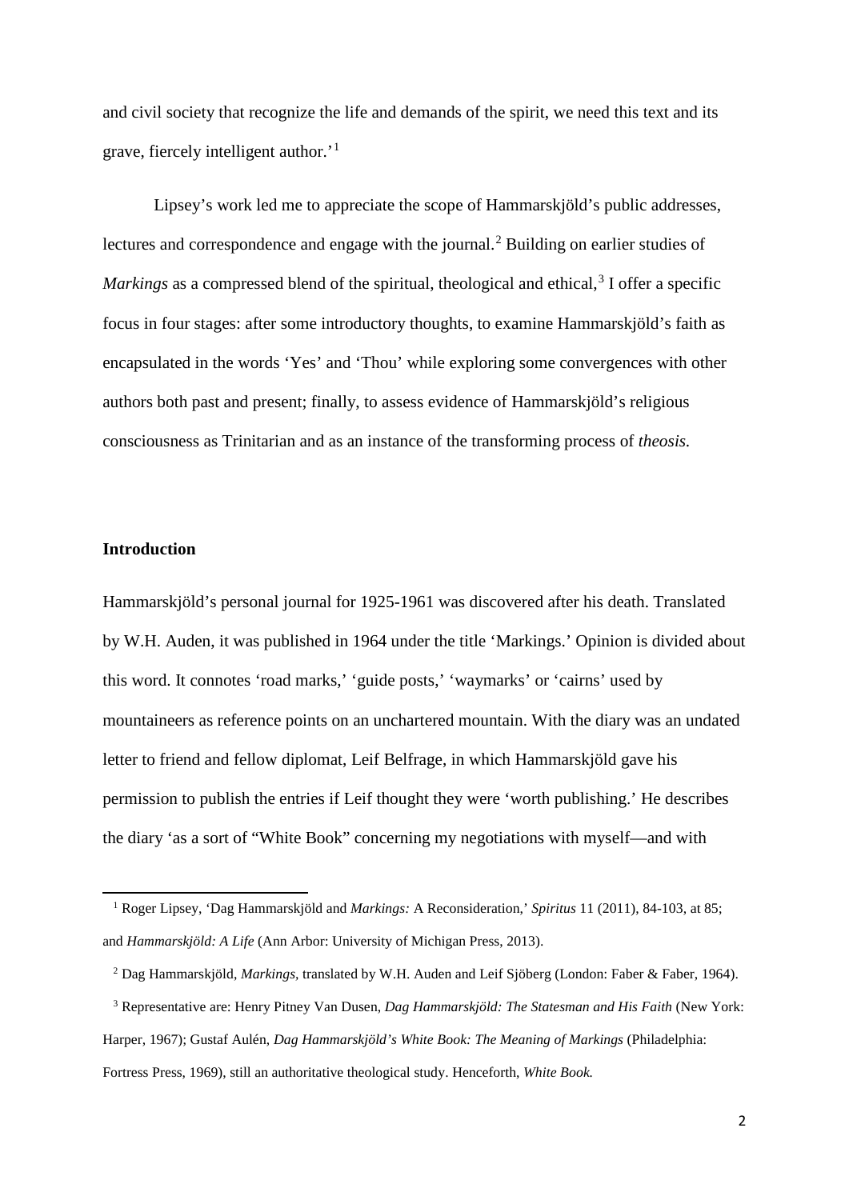and civil society that recognize the life and demands of the spirit, we need this text and its grave, fiercely intelligent author.'[1]

Lipsey's work led me to appreciate the scope of Hammarskjöld's public addresses, lectures and correspondence and engage with the journal.[2] Building on earlier studies of *Markings* as a compressed blend of the spiritual, theological and ethical,[3] I offer a specific focus in four stages: after some introductory thoughts, to examine Hammarskjöld's faith as encapsulated in the words 'Yes' and 'Thou' while exploring some convergences with other authors both past and present; finally, to assess evidence of Hammarskjöld's religious consciousness as Trinitarian and as an instance of the transforming process of *theosis*.

## Introduction

Hammarskjöld's personal journal for 1925-1961 was discovered after his death. Translated by W.H. Auden, it was published in 1964 under the title 'Markings.' Opinion is divided about this word. It connotes 'road marks,' 'guide posts,' 'waymarks' or 'cairns' used by mountaineers as reference points on an unchartered mountain. With the diary was an undated letter to friend and fellow diplomat, Leif Belfrage, in which Hammarskjöld gave his permission to publish the entries if Leif thought they were 'worth publishing.' He describes the diary 'as a sort of "White Book" concerning my negotiations with myself—and with

---

[1] Roger Lipsey, 'Dag Hammarskjöld and *Markings:* A Reconsideration,' *Spiritus* 11 (2011), 84-103, at 85; and *Hammarskjöld: A Life* (Ann Arbor: University of Michigan Press, 2013).

[2] Dag Hammarskjöld, *Markings,* translated by W.H. Auden and Leif Sjöberg (London: Faber & Faber, 1964).

[3] Representative are: Henry Pitney Van Dusen, *Dag Hammarskjöld: The Statesman and His Faith* (New York: Harper, 1967); Gustaf Aulén, *Dag Hammarskjöld's White Book: The Meaning of Markings* (Philadelphia: Fortress Press, 1969), still an authoritative theological study. Henceforth, *White Book.*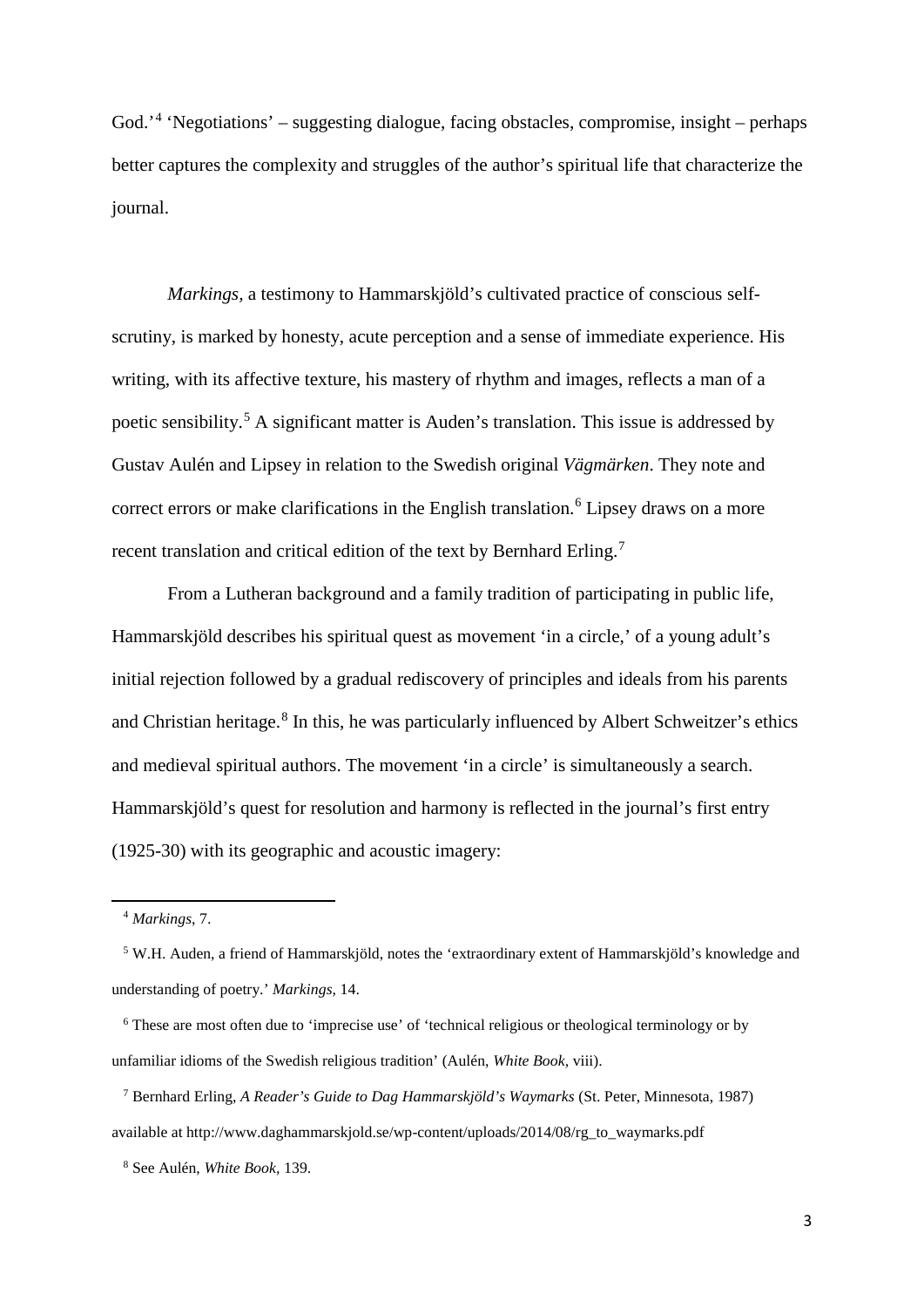God.'[4] 'Negotiations' – suggesting dialogue, facing obstacles, compromise, insight – perhaps better captures the complexity and struggles of the author's spiritual life that characterize the journal.

*Markings*, a testimony to Hammarskjöld's cultivated practice of conscious self-scrutiny, is marked by honesty, acute perception and a sense of immediate experience. His writing, with its affective texture, his mastery of rhythm and images, reflects a man of a poetic sensibility.[5] A significant matter is Auden's translation. This issue is addressed by Gustav Aulén and Lipsey in relation to the Swedish original *Vägmärken*. They note and correct errors or make clarifications in the English translation.[6] Lipsey draws on a more recent translation and critical edition of the text by Bernhard Erling.[7]

From a Lutheran background and a family tradition of participating in public life, Hammarskjöld describes his spiritual quest as movement 'in a circle,' of a young adult's initial rejection followed by a gradual rediscovery of principles and ideals from his parents and Christian heritage.[8] In this, he was particularly influenced by Albert Schweitzer's ethics and medieval spiritual authors. The movement 'in a circle' is simultaneously a search. Hammarskjöld's quest for resolution and harmony is reflected in the journal's first entry (1925-30) with its geographic and acoustic imagery:

---

[4] *Markings*, 7.

[5] W.H. Auden, a friend of Hammarskjöld, notes the 'extraordinary extent of Hammarskjöld's knowledge and understanding of poetry.' *Markings*, 14.

[6] These are most often due to 'imprecise use' of 'technical religious or theological terminology or by unfamiliar idioms of the Swedish religious tradition' (Aulén, *White Book*, viii).

[7] Bernhard Erling, *A Reader's Guide to Dag Hammarskjöld's Waymarks* (St. Peter, Minnesota, 1987) available at http://www.daghammarskjold.se/wp-content/uploads/2014/08/rg_to_waymarks.pdf

[8] See Aulén, *White Book*, 139.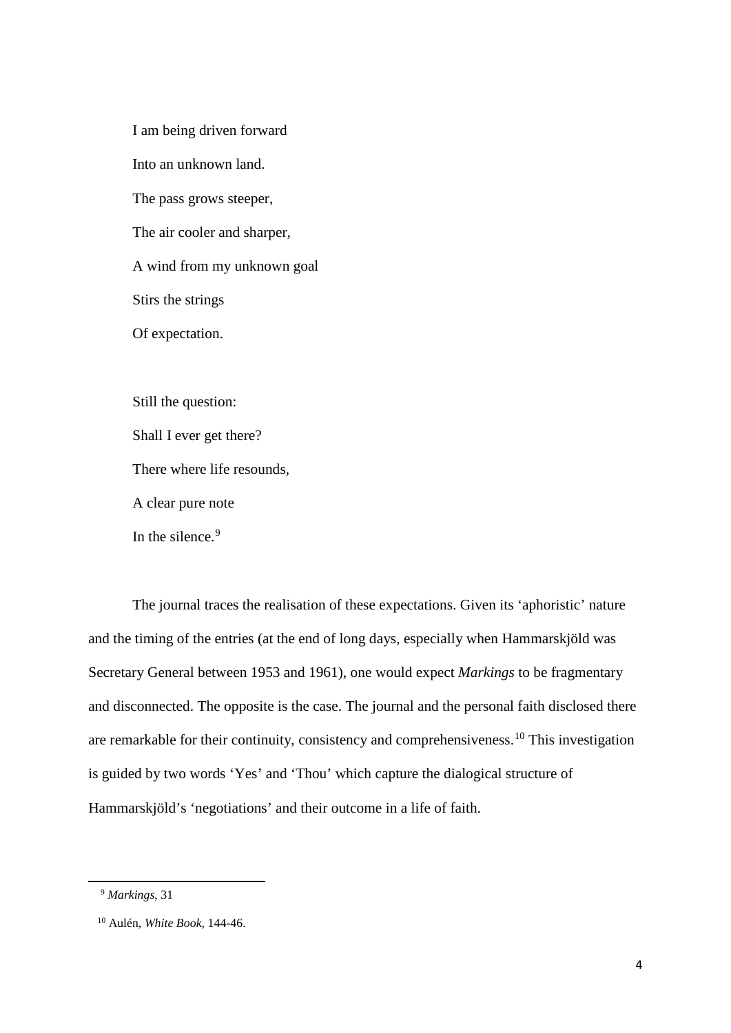I am being driven forward

Into an unknown land.

The pass grows steeper,

The air cooler and sharper,

A wind from my unknown goal

Stirs the strings

Of expectation.

Still the question:

Shall I ever get there?

There where life resounds,

A clear pure note

In the silence.[9]

The journal traces the realisation of these expectations. Given its 'aphoristic' nature and the timing of the entries (at the end of long days, especially when Hammarskjöld was Secretary General between 1953 and 1961), one would expect *Markings* to be fragmentary and disconnected. The opposite is the case. The journal and the personal faith disclosed there are remarkable for their continuity, consistency and comprehensiveness.[10] This investigation is guided by two words 'Yes' and 'Thou' which capture the dialogical structure of Hammarskjöld's 'negotiations' and their outcome in a life of faith.

---

[9] *Markings*, 31

[10] Aulén, *White Book*, 144-46.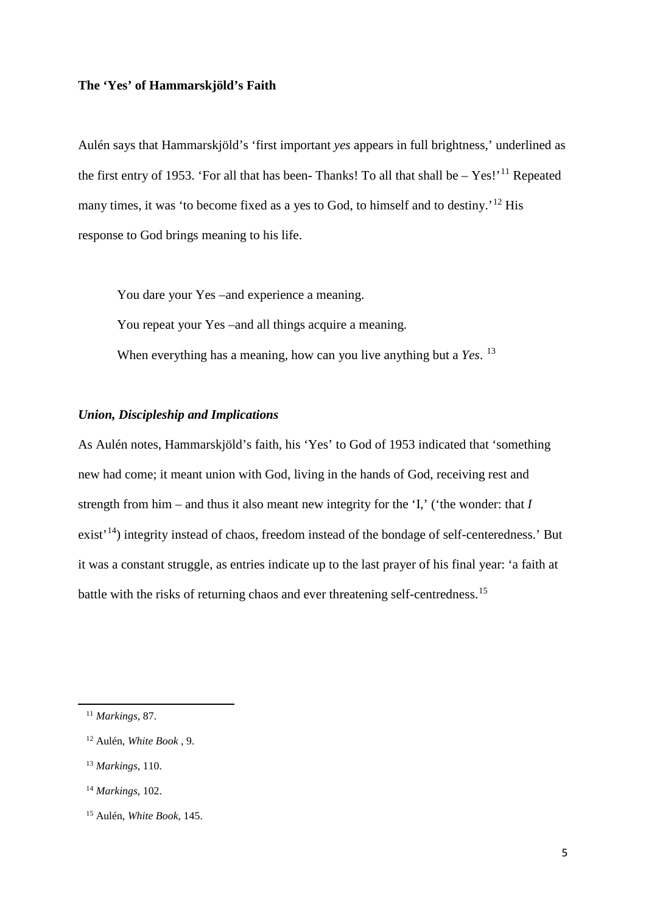**The 'Yes' of Hammarskjöld's Faith**

Aulén says that Hammarskjöld's 'first important *yes* appears in full brightness,' underlined as the first entry of 1953. 'For all that has been- Thanks! To all that shall be – Yes!'[11] Repeated many times, it was 'to become fixed as a yes to God, to himself and to destiny.'[12] His response to God brings meaning to his life.

> You dare your Yes –and experience a meaning.
>
> You repeat your Yes –and all things acquire a meaning.
>
> When everything has a meaning, how can you live anything but a *Yes*. [13]

***Union, Discipleship and Implications***

As Aulén notes, Hammarskjöld's faith, his 'Yes' to God of 1953 indicated that 'something new had come; it meant union with God, living in the hands of God, receiving rest and strength from him – and thus it also meant new integrity for the 'I,' ('the wonder: that *I* exist'[14]) integrity instead of chaos, freedom instead of the bondage of self-centeredness.' But it was a constant struggle, as entries indicate up to the last prayer of his final year: 'a faith at battle with the risks of returning chaos and ever threatening self-centredness.[15]

---

[11] *Markings*, 87.

[12] Aulén, *White Book ,* 9.

[13] *Markings*, 110.

[14] *Markings*, 102.

[15] Aulén, *White Book*, 145.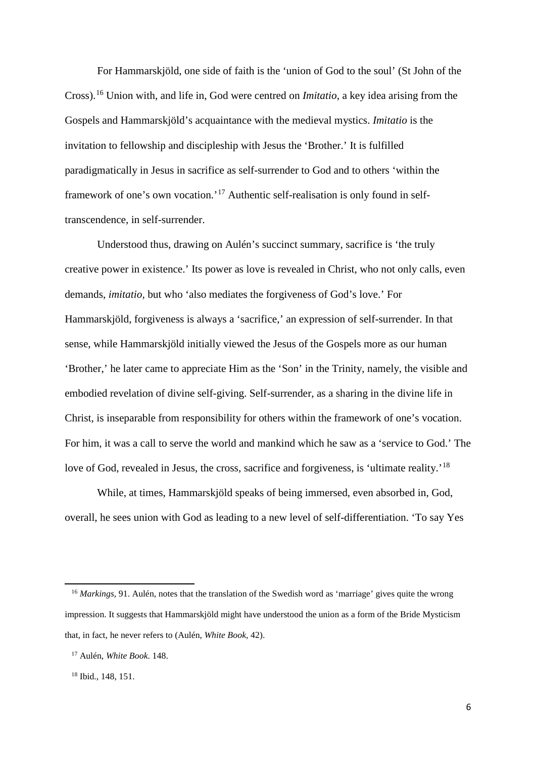For Hammarskjöld, one side of faith is the 'union of God to the soul' (St John of the Cross).[16] Union with, and life in, God were centred on *Imitatio*, a key idea arising from the Gospels and Hammarskjöld's acquaintance with the medieval mystics. *Imitatio* is the invitation to fellowship and discipleship with Jesus the 'Brother.' It is fulfilled paradigmatically in Jesus in sacrifice as self-surrender to God and to others 'within the framework of one's own vocation.'[17] Authentic self-realisation is only found in self-transcendence, in self-surrender.

Understood thus, drawing on Aulén's succinct summary, sacrifice is 'the truly creative power in existence.' Its power as love is revealed in Christ, who not only calls, even demands, *imitatio,* but who 'also mediates the forgiveness of God's love.' For Hammarskjöld, forgiveness is always a 'sacrifice,' an expression of self-surrender. In that sense, while Hammarskjöld initially viewed the Jesus of the Gospels more as our human 'Brother,' he later came to appreciate Him as the 'Son' in the Trinity, namely, the visible and embodied revelation of divine self-giving. Self-surrender, as a sharing in the divine life in Christ, is inseparable from responsibility for others within the framework of one's vocation. For him, it was a call to serve the world and mankind which he saw as a 'service to God.' The love of God, revealed in Jesus, the cross, sacrifice and forgiveness, is 'ultimate reality.'[18]

While, at times, Hammarskjöld speaks of being immersed, even absorbed in, God, overall, he sees union with God as leading to a new level of self-differentiation. 'To say Yes

---

[16] *Markings*, 91. Aulén, notes that the translation of the Swedish word as 'marriage' gives quite the wrong impression. It suggests that Hammarskjöld might have understood the union as a form of the Bride Mysticism that, in fact, he never refers to (Aulén, *White Book*, 42).

[17] Aulén, *White Book*. 148.

[18] Ibid., 148, 151.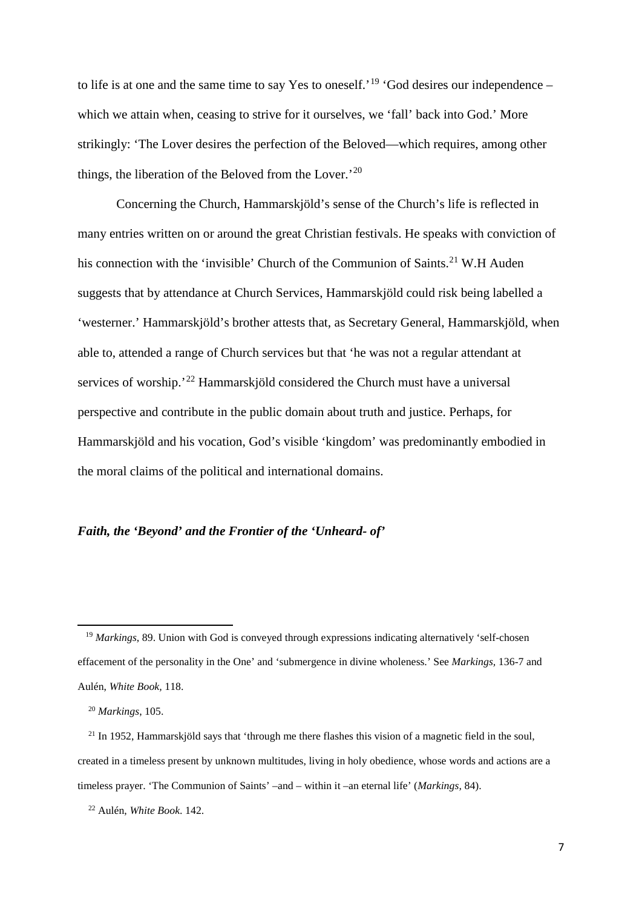to life is at one and the same time to say Yes to oneself.'[19] 'God desires our independence – which we attain when, ceasing to strive for it ourselves, we 'fall' back into God.' More strikingly: 'The Lover desires the perfection of the Beloved—which requires, among other things, the liberation of the Beloved from the Lover.'[20]

Concerning the Church, Hammarskjöld's sense of the Church's life is reflected in many entries written on or around the great Christian festivals. He speaks with conviction of his connection with the 'invisible' Church of the Communion of Saints.[21] W.H Auden suggests that by attendance at Church Services, Hammarskjöld could risk being labelled a 'westerner.' Hammarskjöld's brother attests that, as Secretary General, Hammarskjöld, when able to, attended a range of Church services but that 'he was not a regular attendant at services of worship.'[22] Hammarskjöld considered the Church must have a universal perspective and contribute in the public domain about truth and justice. Perhaps, for Hammarskjöld and his vocation, God's visible 'kingdom' was predominantly embodied in the moral claims of the political and international domains.

### *Faith, the 'Beyond' and the Frontier of the 'Unheard- of'*

---

[19] *Markings*, 89. Union with God is conveyed through expressions indicating alternatively 'self-chosen effacement of the personality in the One' and 'submergence in divine wholeness.' See *Markings,* 136-7 and Aulén, *White Book,* 118.

[20] *Markings*, 105.

[21] In 1952, Hammarskjöld says that 'through me there flashes this vision of a magnetic field in the soul, created in a timeless present by unknown multitudes, living in holy obedience, whose words and actions are a timeless prayer. 'The Communion of Saints' –and – within it –an eternal life' (*Markings*, 84).

[22] Aulén, *White Book.* 142.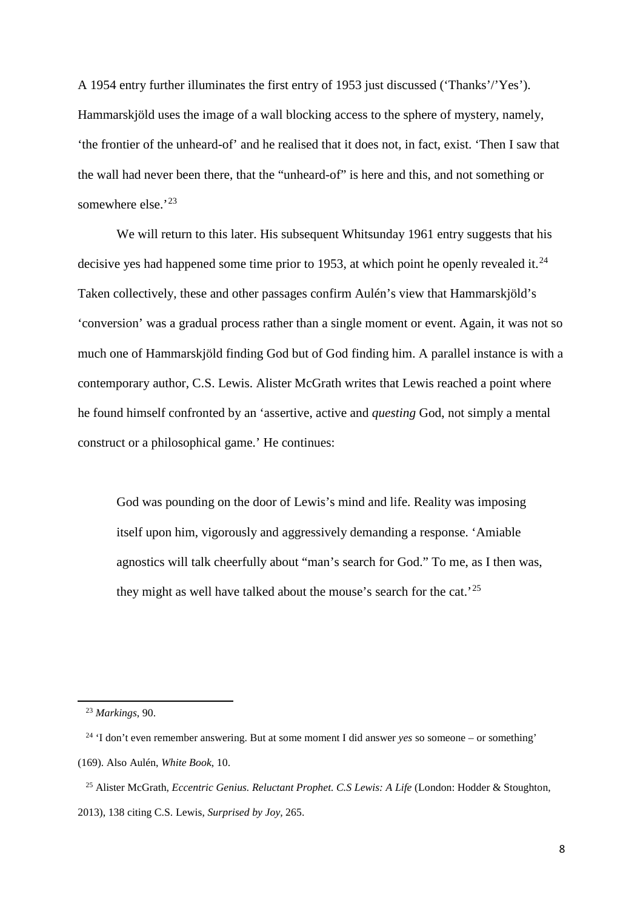A 1954 entry further illuminates the first entry of 1953 just discussed ('Thanks'/'Yes'). Hammarskjöld uses the image of a wall blocking access to the sphere of mystery, namely, 'the frontier of the unheard-of' and he realised that it does not, in fact, exist. 'Then I saw that the wall had never been there, that the "unheard-of" is here and this, and not something or somewhere else.'[23]

We will return to this later. His subsequent Whitsunday 1961 entry suggests that his decisive yes had happened some time prior to 1953, at which point he openly revealed it.[24] Taken collectively, these and other passages confirm Aulén's view that Hammarskjöld's 'conversion' was a gradual process rather than a single moment or event. Again, it was not so much one of Hammarskjöld finding God but of God finding him. A parallel instance is with a contemporary author, C.S. Lewis. Alister McGrath writes that Lewis reached a point where he found himself confronted by an 'assertive, active and *questing* God, not simply a mental construct or a philosophical game.' He continues:

> God was pounding on the door of Lewis's mind and life. Reality was imposing itself upon him, vigorously and aggressively demanding a response. 'Amiable agnostics will talk cheerfully about "man's search for God." To me, as I then was, they might as well have talked about the mouse's search for the cat.'[25]

---

[23] *Markings*, 90.

[24] 'I don't even remember answering. But at some moment I did answer *yes* so someone – or something' (169). Also Aulén, *White Book*, 10.

[25] Alister McGrath, *Eccentric Genius. Reluctant Prophet. C.S Lewis: A Life* (London: Hodder & Stoughton, 2013), 138 citing C.S. Lewis, *Surprised by Joy*, 265.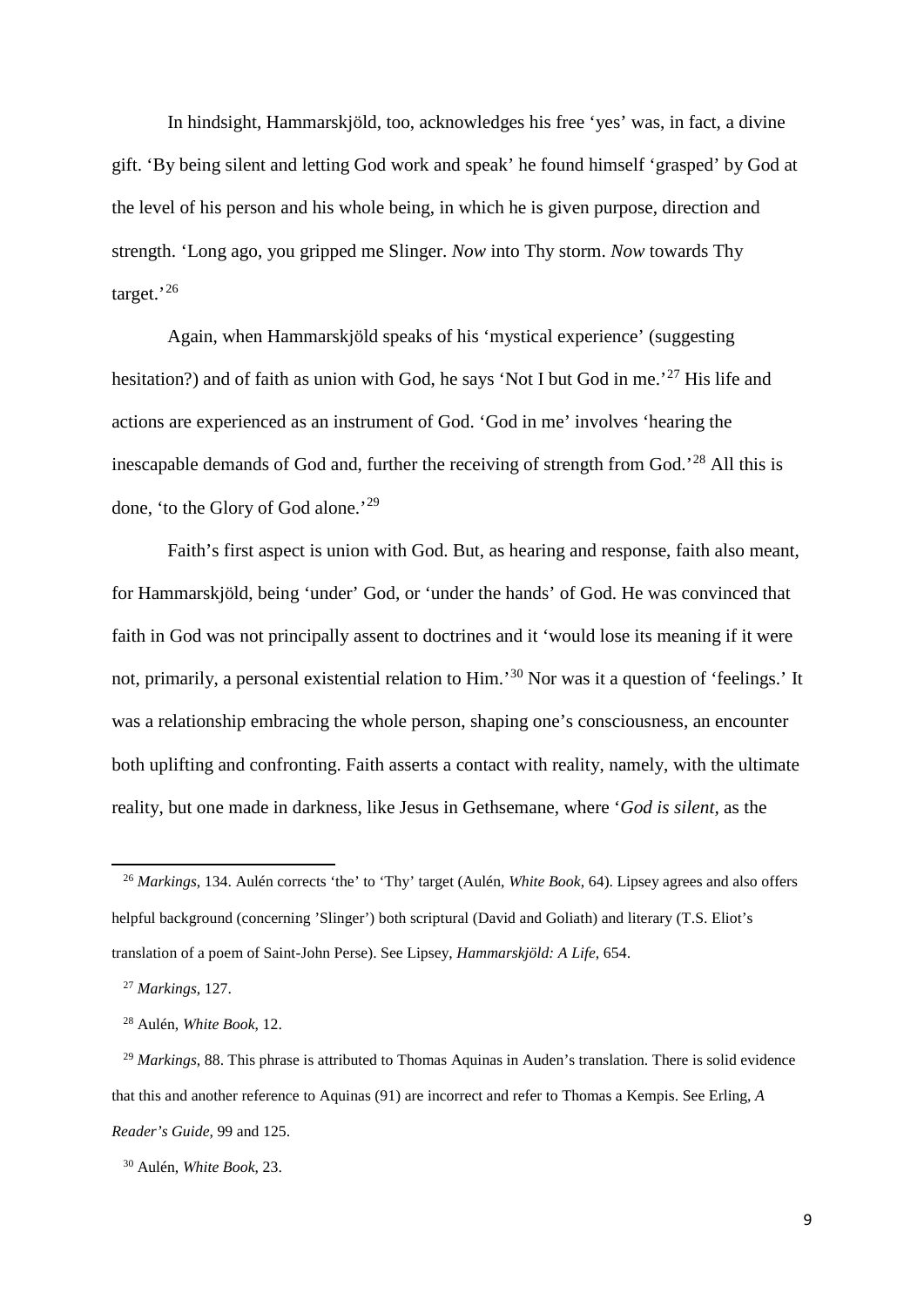In hindsight, Hammarskjöld, too, acknowledges his free 'yes' was, in fact, a divine gift. 'By being silent and letting God work and speak' he found himself 'grasped' by God at the level of his person and his whole being, in which he is given purpose, direction and strength. 'Long ago, you gripped me Slinger. *Now* into Thy storm. *Now* towards Thy target.'[26]

Again, when Hammarskjöld speaks of his 'mystical experience' (suggesting hesitation?) and of faith as union with God, he says 'Not I but God in me.'[27] His life and actions are experienced as an instrument of God. 'God in me' involves 'hearing the inescapable demands of God and, further the receiving of strength from God.'[28] All this is done, 'to the Glory of God alone.'[29]

Faith's first aspect is union with God. But, as hearing and response, faith also meant, for Hammarskjöld, being 'under' God, or 'under the hands' of God. He was convinced that faith in God was not principally assent to doctrines and it 'would lose its meaning if it were not, primarily, a personal existential relation to Him.'[30] Nor was it a question of 'feelings.' It was a relationship embracing the whole person, shaping one's consciousness, an encounter both uplifting and confronting. Faith asserts a contact with reality, namely, with the ultimate reality, but one made in darkness, like Jesus in Gethsemane, where '*God is silent*, as the

---

[26] *Markings*, 134. Aulén corrects 'the' to 'Thy' target (Aulén, *White Book*, 64). Lipsey agrees and also offers helpful background (concerning 'Slinger') both scriptural (David and Goliath) and literary (T.S. Eliot's translation of a poem of Saint-John Perse). See Lipsey, *Hammarskjöld: A Life*, 654.

[27] *Markings*, 127.

[28] Aulén, *White Book*, 12.

[29] *Markings*, 88. This phrase is attributed to Thomas Aquinas in Auden's translation. There is solid evidence that this and another reference to Aquinas (91) are incorrect and refer to Thomas a Kempis. See Erling, *A Reader's Guide*, 99 and 125.

[30] Aulén, *White Book*, 23.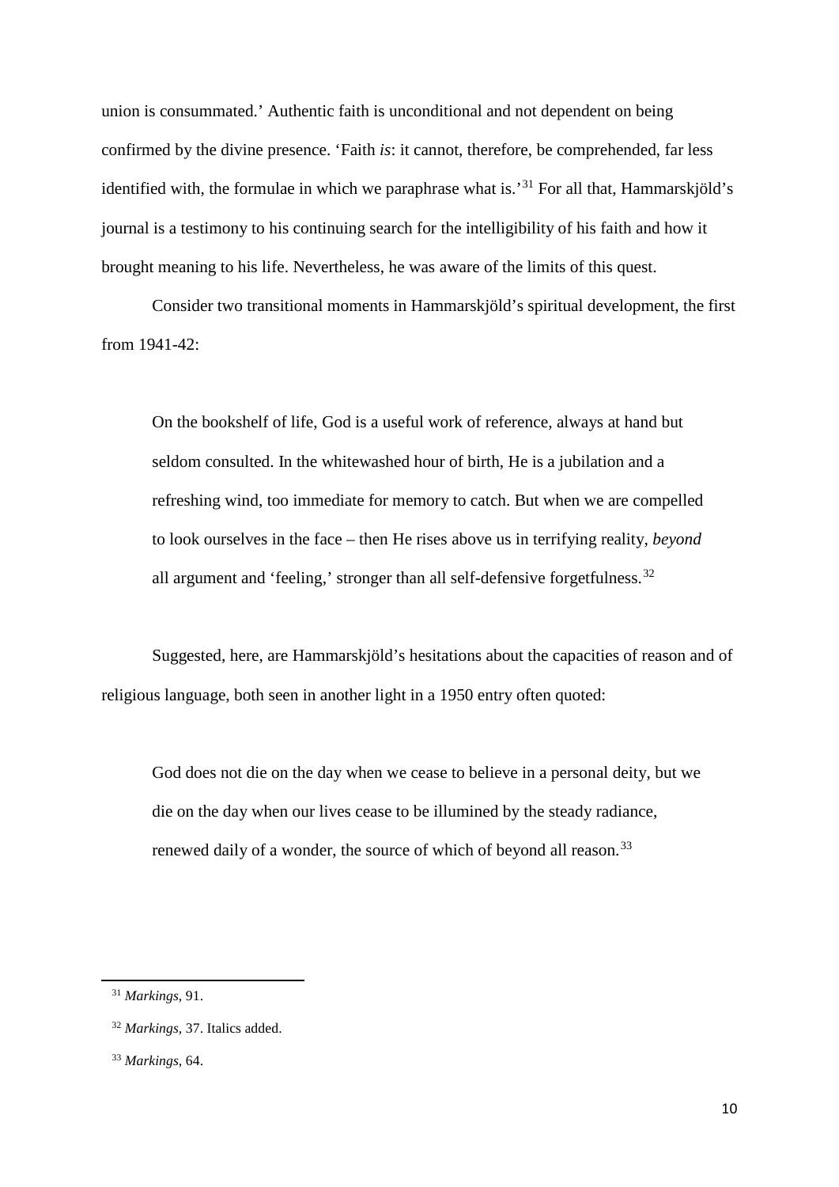union is consummated.' Authentic faith is unconditional and not dependent on being confirmed by the divine presence. 'Faith *is*: it cannot, therefore, be comprehended, far less identified with, the formulae in which we paraphrase what is.'[31] For all that, Hammarskjöld's journal is a testimony to his continuing search for the intelligibility of his faith and how it brought meaning to his life. Nevertheless, he was aware of the limits of this quest.

Consider two transitional moments in Hammarskjöld's spiritual development, the first from 1941-42:

> On the bookshelf of life, God is a useful work of reference, always at hand but seldom consulted. In the whitewashed hour of birth, He is a jubilation and a refreshing wind, too immediate for memory to catch. But when we are compelled to look ourselves in the face – then He rises above us in terrifying reality, *beyond* all argument and 'feeling,' stronger than all self-defensive forgetfulness.[32]

Suggested, here, are Hammarskjöld's hesitations about the capacities of reason and of religious language, both seen in another light in a 1950 entry often quoted:

> God does not die on the day when we cease to believe in a personal deity, but we die on the day when our lives cease to be illumined by the steady radiance, renewed daily of a wonder, the source of which of beyond all reason.[33]

---

[31] *Markings*, 91.

[32] *Markings*, 37. Italics added.

[33] *Markings*, 64.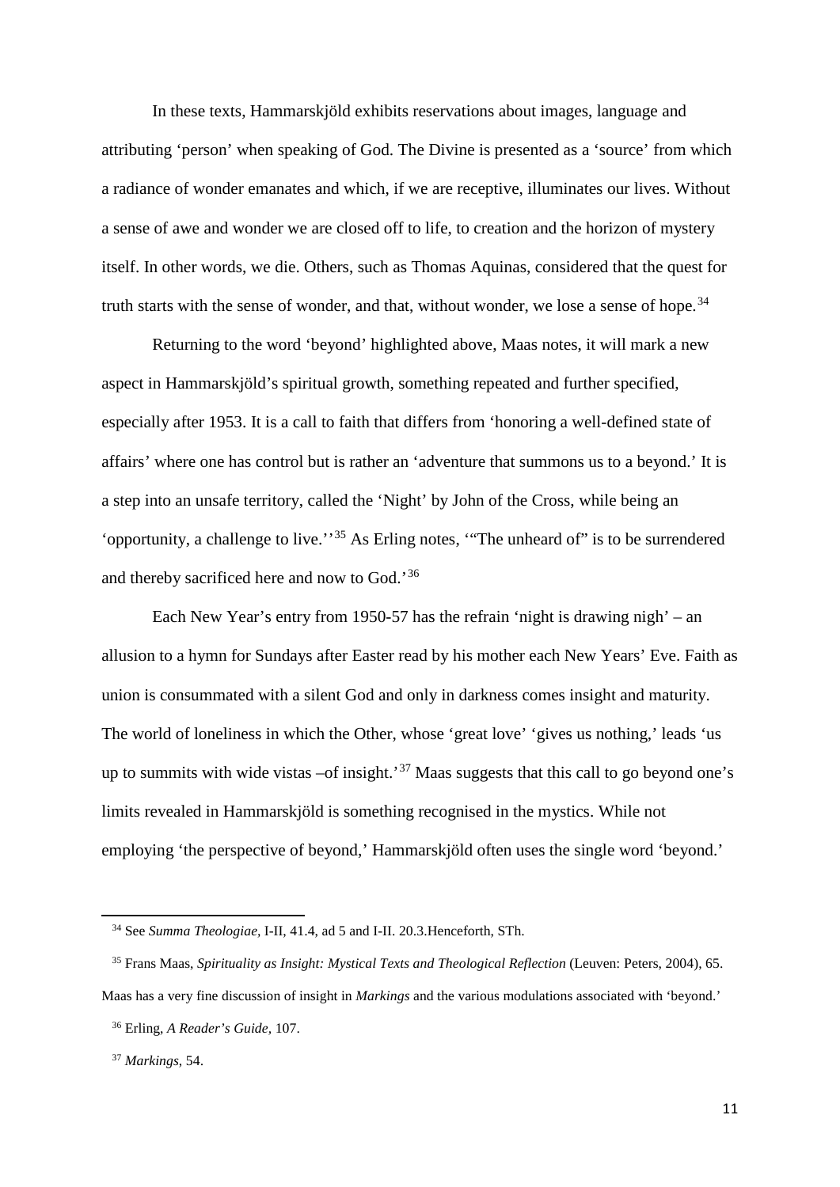In these texts, Hammarskjöld exhibits reservations about images, language and attributing 'person' when speaking of God. The Divine is presented as a 'source' from which a radiance of wonder emanates and which, if we are receptive, illuminates our lives. Without a sense of awe and wonder we are closed off to life, to creation and the horizon of mystery itself. In other words, we die. Others, such as Thomas Aquinas, considered that the quest for truth starts with the sense of wonder, and that, without wonder, we lose a sense of hope.[34]

Returning to the word 'beyond' highlighted above, Maas notes, it will mark a new aspect in Hammarskjöld's spiritual growth, something repeated and further specified, especially after 1953. It is a call to faith that differs from 'honoring a well-defined state of affairs' where one has control but is rather an 'adventure that summons us to a beyond.' It is a step into an unsafe territory, called the 'Night' by John of the Cross, while being an 'opportunity, a challenge to live.''[35] As Erling notes, '"The unheard of" is to be surrendered and thereby sacrificed here and now to God.'[36]

Each New Year's entry from 1950-57 has the refrain 'night is drawing nigh' – an allusion to a hymn for Sundays after Easter read by his mother each New Years' Eve. Faith as union is consummated with a silent God and only in darkness comes insight and maturity. The world of loneliness in which the Other, whose 'great love' 'gives us nothing,' leads 'us up to summits with wide vistas –of insight.'[37] Maas suggests that this call to go beyond one's limits revealed in Hammarskjöld is something recognised in the mystics. While not employing 'the perspective of beyond,' Hammarskjöld often uses the single word 'beyond.'

---

[34] See *Summa Theologiae,* I-II, 41.4, ad 5 and I-II. 20.3.Henceforth, STh.

[35] Frans Maas, *Spirituality as Insight: Mystical Texts and Theological Reflection* (Leuven: Peters, 2004), 65. Maas has a very fine discussion of insight in *Markings* and the various modulations associated with 'beyond.'

[36] Erling, *A Reader's Guide,* 107.

[37] *Markings*, 54.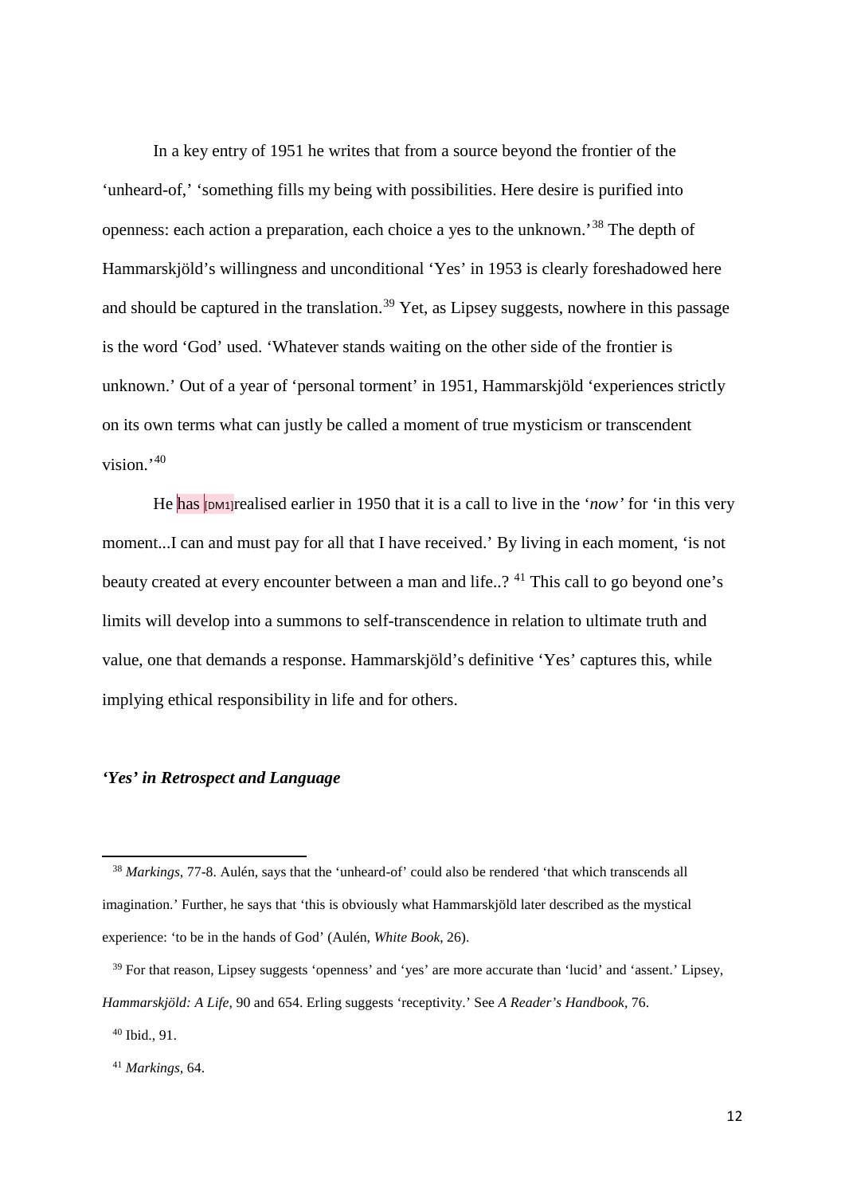In a key entry of 1951 he writes that from a source beyond the frontier of the 'unheard-of,' 'something fills my being with possibilities. Here desire is purified into openness: each action a preparation, each choice a yes to the unknown.'[38] The depth of Hammarskjöld's willingness and unconditional 'Yes' in 1953 is clearly foreshadowed here and should be captured in the translation.[39] Yet, as Lipsey suggests, nowhere in this passage is the word 'God' used. 'Whatever stands waiting on the other side of the frontier is unknown.' Out of a year of 'personal torment' in 1951, Hammarskjöld 'experiences strictly on its own terms what can justly be called a moment of true mysticism or transcendent vision.'[40]

He has [DM1]realised earlier in 1950 that it is a call to live in the '*now'* for 'in this very moment...I can and must pay for all that I have received.' By living in each moment, 'is not beauty created at every encounter between a man and life..? [41] This call to go beyond one's limits will develop into a summons to self-transcendence in relation to ultimate truth and value, one that demands a response. Hammarskjöld's definitive 'Yes' captures this, while implying ethical responsibility in life and for others.

### *'Yes' in Retrospect and Language*

---

[38] *Markings*, 77-8. Aulén, says that the 'unheard-of' could also be rendered 'that which transcends all imagination.' Further, he says that 'this is obviously what Hammarskjöld later described as the mystical experience: 'to be in the hands of God' (Aulén, *White Book*, 26).

[39] For that reason, Lipsey suggests 'openness' and 'yes' are more accurate than 'lucid' and 'assent.' Lipsey, *Hammarskjöld: A Life*, 90 and 654. Erling suggests 'receptivity.' See *A Reader's Handbook*, 76.

[40] Ibid., 91.

[41] *Markings*, 64.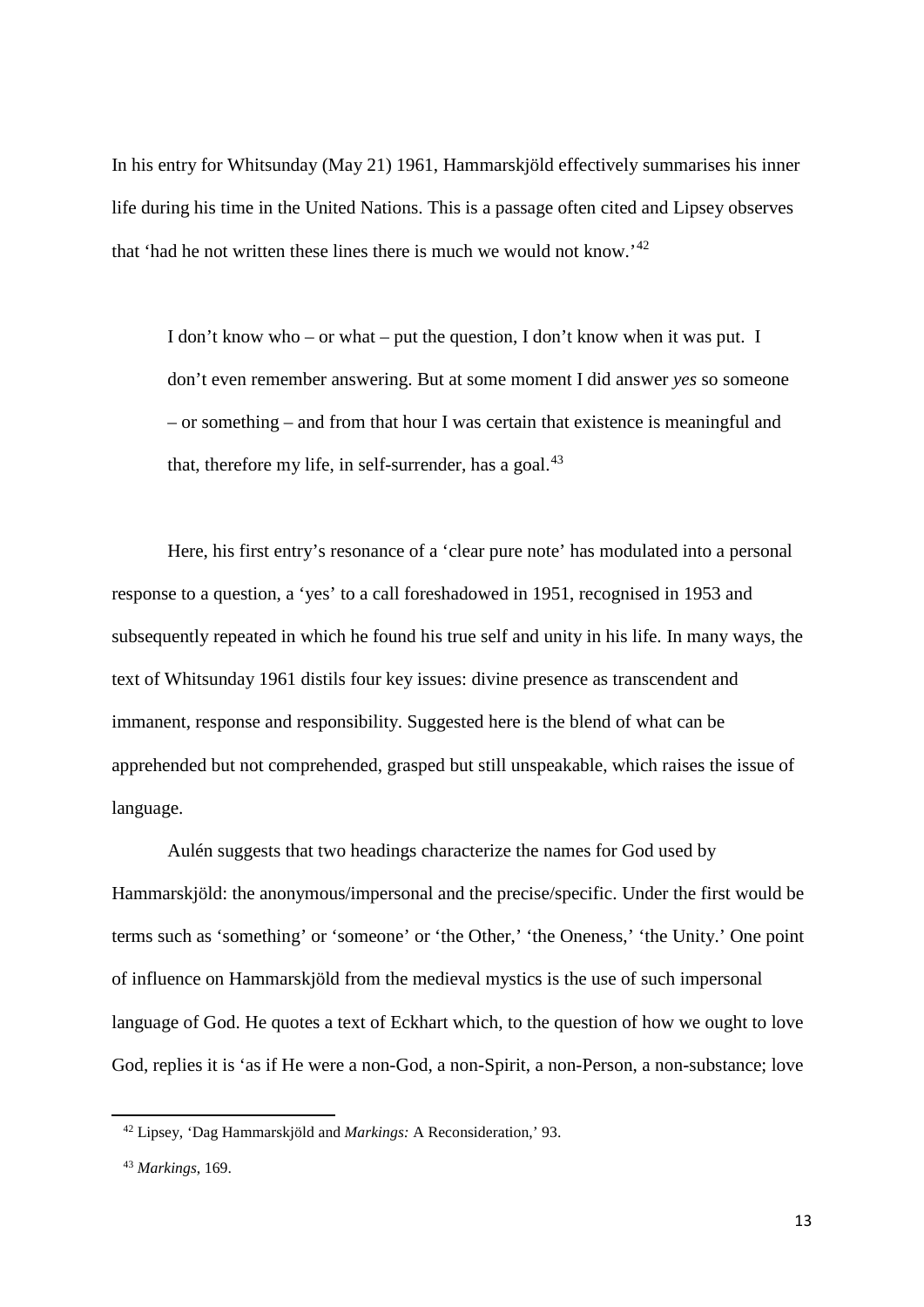In his entry for Whitsunday (May 21) 1961, Hammarskjöld effectively summarises his inner life during his time in the United Nations. This is a passage often cited and Lipsey observes that 'had he not written these lines there is much we would not know.'[42]

> I don't know who – or what – put the question, I don't know when it was put. I don't even remember answering. But at some moment I did answer *yes* so someone – or something – and from that hour I was certain that existence is meaningful and that, therefore my life, in self-surrender, has a goal.[43]

Here, his first entry's resonance of a 'clear pure note' has modulated into a personal response to a question, a 'yes' to a call foreshadowed in 1951, recognised in 1953 and subsequently repeated in which he found his true self and unity in his life. In many ways, the text of Whitsunday 1961 distils four key issues: divine presence as transcendent and immanent, response and responsibility. Suggested here is the blend of what can be apprehended but not comprehended, grasped but still unspeakable, which raises the issue of language.

Aulén suggests that two headings characterize the names for God used by Hammarskjöld: the anonymous/impersonal and the precise/specific. Under the first would be terms such as 'something' or 'someone' or 'the Other,' 'the Oneness,' 'the Unity.' One point of influence on Hammarskjöld from the medieval mystics is the use of such impersonal language of God. He quotes a text of Eckhart which, to the question of how we ought to love God, replies it is 'as if He were a non-God, a non-Spirit, a non-Person, a non-substance; love

---

[42] Lipsey, 'Dag Hammarskjöld and *Markings:* A Reconsideration,' 93.

[43] *Markings*, 169.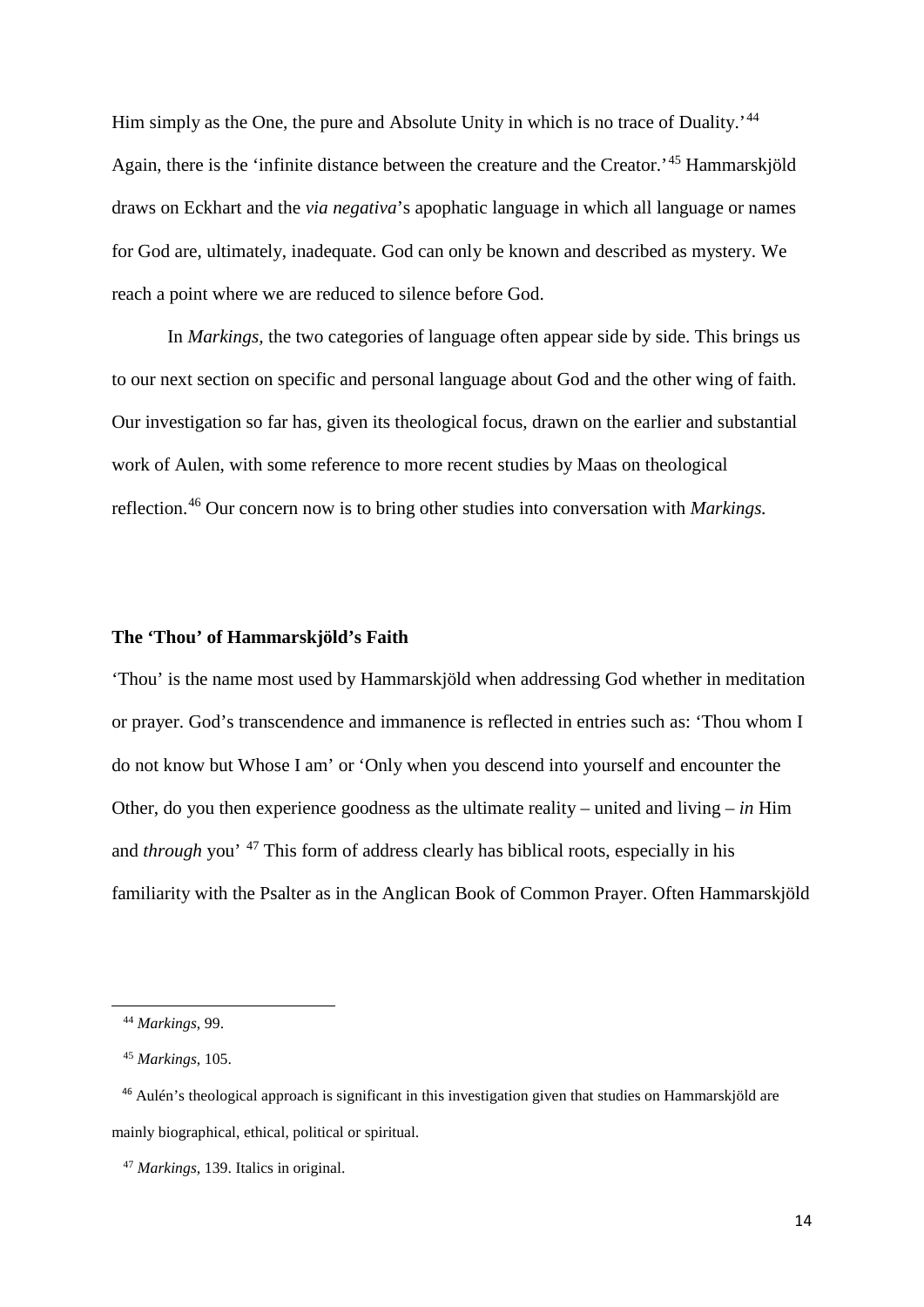Him simply as the One, the pure and Absolute Unity in which is no trace of Duality.'[44] Again, there is the 'infinite distance between the creature and the Creator.'[45] Hammarskjöld draws on Eckhart and the *via negativa*'s apophatic language in which all language or names for God are, ultimately, inadequate. God can only be known and described as mystery. We reach a point where we are reduced to silence before God.

In *Markings,* the two categories of language often appear side by side. This brings us to our next section on specific and personal language about God and the other wing of faith. Our investigation so far has, given its theological focus, drawn on the earlier and substantial work of Aulen, with some reference to more recent studies by Maas on theological reflection.[46] Our concern now is to bring other studies into conversation with *Markings.*

**The 'Thou' of Hammarskjöld's Faith**

'Thou' is the name most used by Hammarskjöld when addressing God whether in meditation or prayer. God's transcendence and immanence is reflected in entries such as: 'Thou whom I do not know but Whose I am' or 'Only when you descend into yourself and encounter the Other, do you then experience goodness as the ultimate reality – united and living – *in* Him and *through* you' [47] This form of address clearly has biblical roots, especially in his familiarity with the Psalter as in the Anglican Book of Common Prayer. Often Hammarskjöld

---

[44] *Markings*, 99.

[45] *Markings*, 105.

[46] Aulén's theological approach is significant in this investigation given that studies on Hammarskjöld are mainly biographical, ethical, political or spiritual.

[47] *Markings,* 139. Italics in original.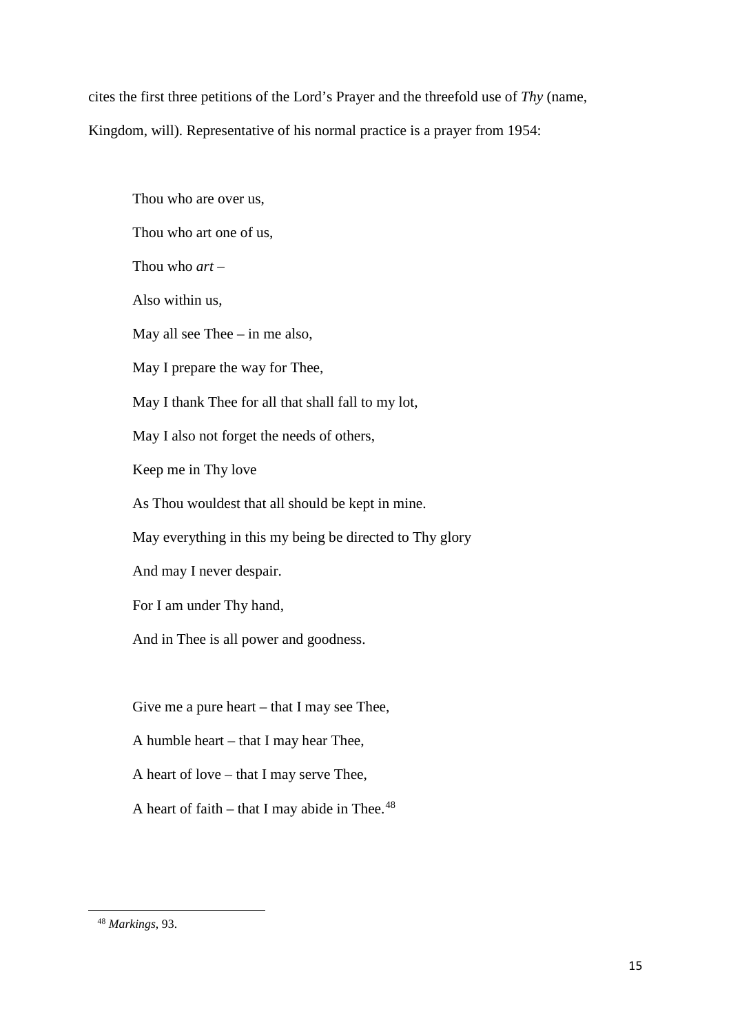cites the first three petitions of the Lord's Prayer and the threefold use of *Thy* (name, Kingdom, will). Representative of his normal practice is a prayer from 1954:

> Thou who are over us,
>
> Thou who art one of us,
>
> Thou who *art* –
>
> Also within us,
>
> May all see Thee – in me also,
>
> May I prepare the way for Thee,
>
> May I thank Thee for all that shall fall to my lot,
>
> May I also not forget the needs of others,
>
> Keep me in Thy love
>
> As Thou wouldest that all should be kept in mine.
>
> May everything in this my being be directed to Thy glory
>
> And may I never despair.
>
> For I am under Thy hand,
>
> And in Thee is all power and goodness.
>
> Give me a pure heart – that I may see Thee,
>
> A humble heart – that I may hear Thee,
>
> A heart of love – that I may serve Thee,
>
> A heart of faith – that I may abide in Thee.[48]

---

[48] *Markings*, 93.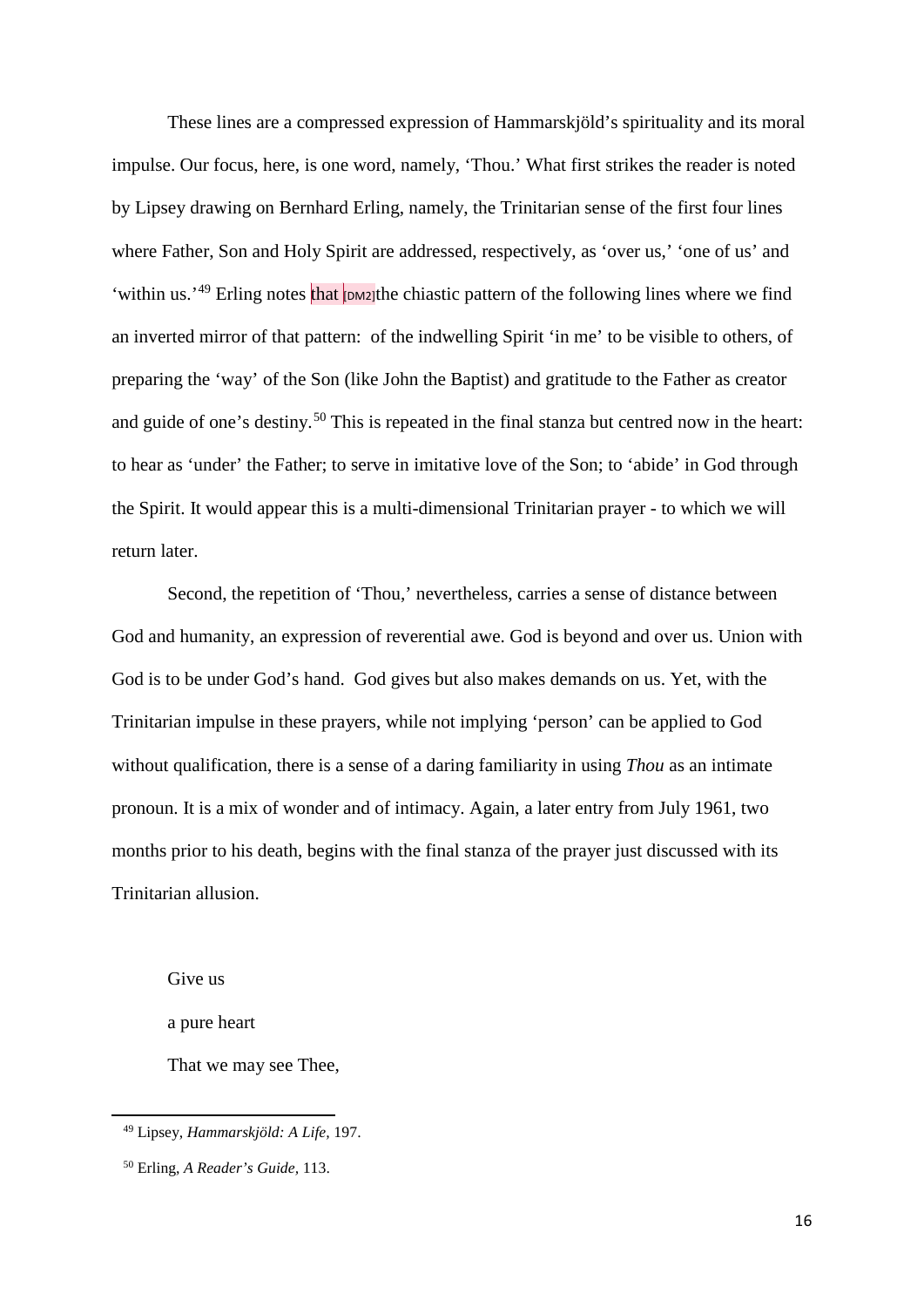These lines are a compressed expression of Hammarskjöld's spirituality and its moral impulse. Our focus, here, is one word, namely, 'Thou.' What first strikes the reader is noted by Lipsey drawing on Bernhard Erling, namely, the Trinitarian sense of the first four lines where Father, Son and Holy Spirit are addressed, respectively, as 'over us,' 'one of us' and 'within us.'[49] Erling notes that [DM2]the chiastic pattern of the following lines where we find an inverted mirror of that pattern: of the indwelling Spirit 'in me' to be visible to others, of preparing the 'way' of the Son (like John the Baptist) and gratitude to the Father as creator and guide of one's destiny.[50] This is repeated in the final stanza but centred now in the heart: to hear as 'under' the Father; to serve in imitative love of the Son; to 'abide' in God through the Spirit. It would appear this is a multi-dimensional Trinitarian prayer - to which we will return later.

Second, the repetition of 'Thou,' nevertheless, carries a sense of distance between God and humanity, an expression of reverential awe. God is beyond and over us. Union with God is to be under God's hand. God gives but also makes demands on us. Yet, with the Trinitarian impulse in these prayers, while not implying 'person' can be applied to God without qualification, there is a sense of a daring familiarity in using *Thou* as an intimate pronoun. It is a mix of wonder and of intimacy. Again, a later entry from July 1961, two months prior to his death, begins with the final stanza of the prayer just discussed with its Trinitarian allusion.

Give us

a pure heart

That we may see Thee,

---

[49] Lipsey, *Hammarskjöld: A Life*, 197.

[50] Erling, *A Reader's Guide*, 113.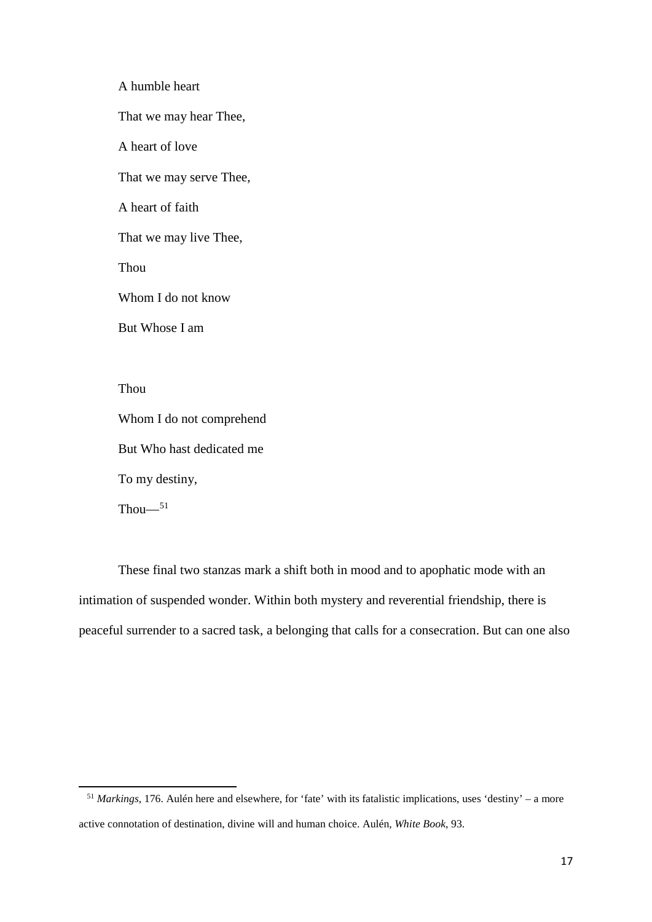A humble heart

That we may hear Thee,

A heart of love

That we may serve Thee,

A heart of faith

That we may live Thee,

Thou

Whom I do not know

But Whose I am

Thou

Whom I do not comprehend

But Who hast dedicated me

To my destiny,

Thou—[51]

These final two stanzas mark a shift both in mood and to apophatic mode with an intimation of suspended wonder. Within both mystery and reverential friendship, there is peaceful surrender to a sacred task, a belonging that calls for a consecration. But can one also

[51] *Markings*, 176. Aulén here and elsewhere, for 'fate' with its fatalistic implications, uses 'destiny' – a more active connotation of destination, divine will and human choice. Aulén, *White Book*, 93.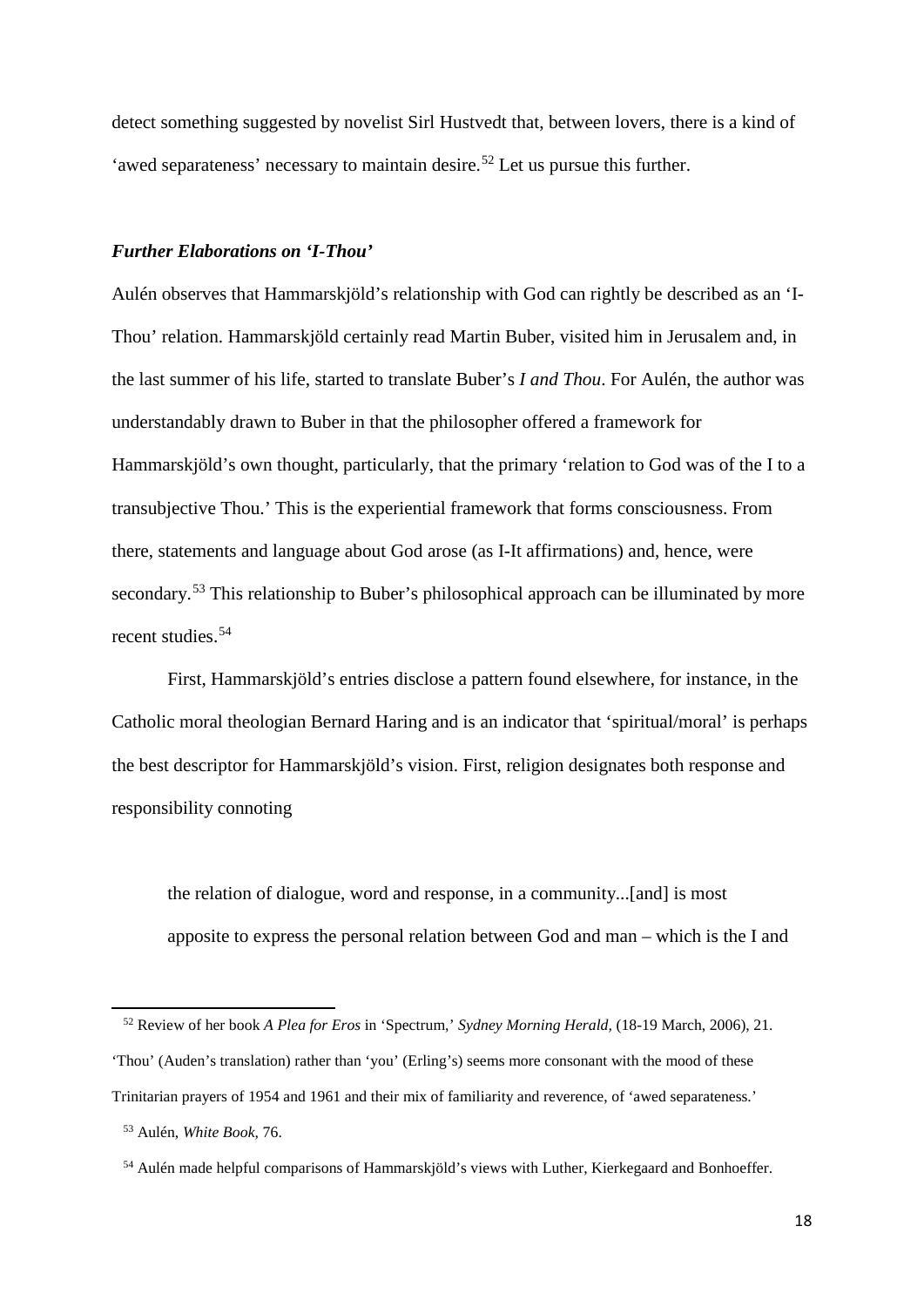detect something suggested by novelist Sirl Hustvedt that, between lovers, there is a kind of 'awed separateness' necessary to maintain desire.[52] Let us pursue this further.

### *Further Elaborations on 'I-Thou'*

Aulén observes that Hammarskjöld's relationship with God can rightly be described as an 'I-Thou' relation. Hammarskjöld certainly read Martin Buber, visited him in Jerusalem and, in the last summer of his life, started to translate Buber's *I and Thou*. For Aulén, the author was understandably drawn to Buber in that the philosopher offered a framework for Hammarskjöld's own thought, particularly, that the primary 'relation to God was of the I to a transubjective Thou.' This is the experiential framework that forms consciousness. From there, statements and language about God arose (as I-It affirmations) and, hence, were secondary.[53] This relationship to Buber's philosophical approach can be illuminated by more recent studies.[54]

First, Hammarskjöld's entries disclose a pattern found elsewhere, for instance, in the Catholic moral theologian Bernard Haring and is an indicator that 'spiritual/moral' is perhaps the best descriptor for Hammarskjöld's vision. First, religion designates both response and responsibility connoting

> the relation of dialogue, word and response, in a community...[and] is most apposite to express the personal relation between God and man – which is the I and

---

[52] Review of her book *A Plea for Eros* in 'Spectrum,' *Sydney Morning Herald*, (18-19 March, 2006), 21. 'Thou' (Auden's translation) rather than 'you' (Erling's) seems more consonant with the mood of these Trinitarian prayers of 1954 and 1961 and their mix of familiarity and reverence, of 'awed separateness.'

[53] Aulén, *White Book*, 76.

[54] Aulén made helpful comparisons of Hammarskjöld's views with Luther, Kierkegaard and Bonhoeffer.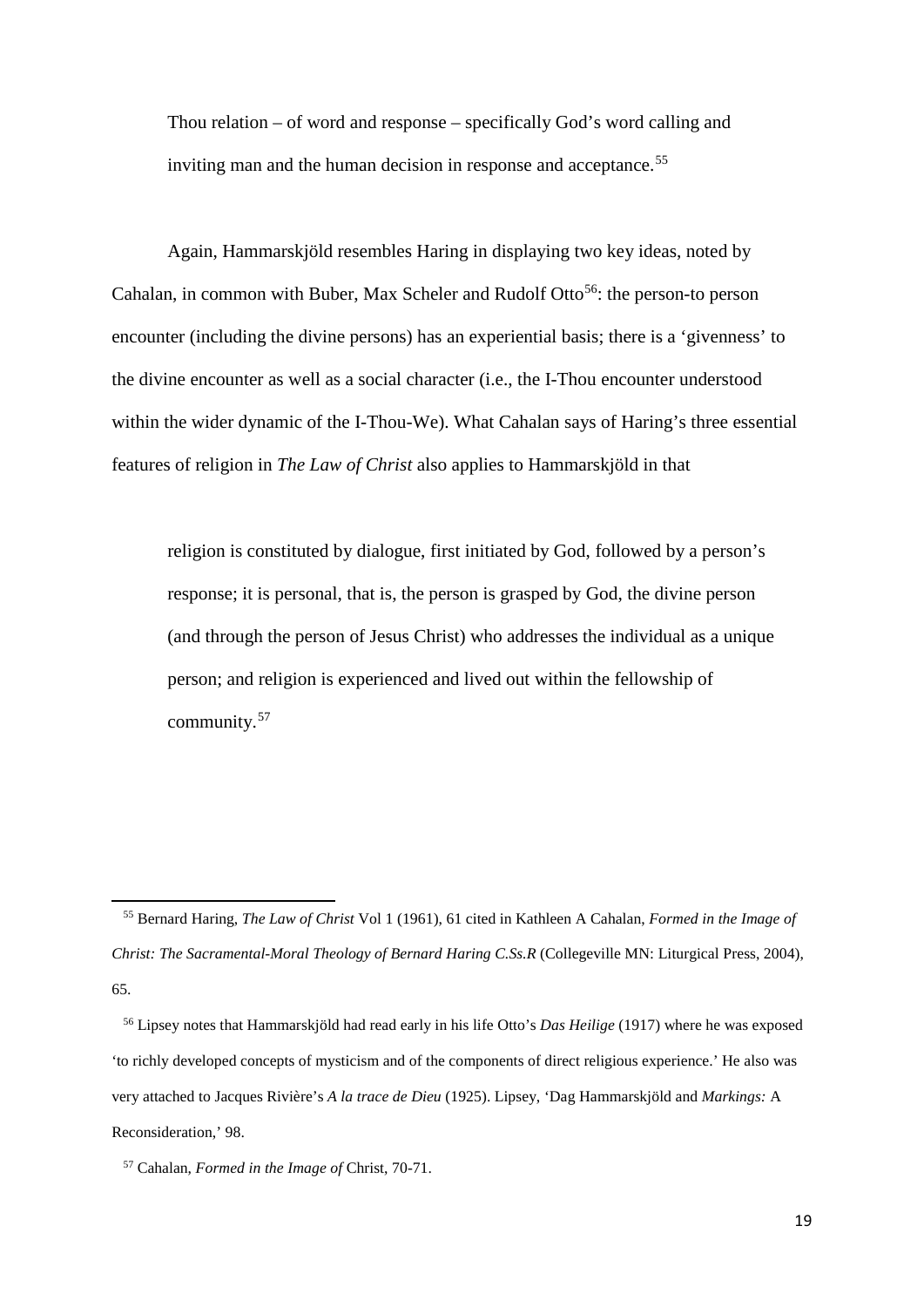> Thou relation – of word and response – specifically God's word calling and inviting man and the human decision in response and acceptance.[55]

Again, Hammarskjöld resembles Haring in displaying two key ideas, noted by Cahalan, in common with Buber, Max Scheler and Rudolf Otto[56]: the person-to person encounter (including the divine persons) has an experiential basis; there is a 'givenness' to the divine encounter as well as a social character (i.e., the I-Thou encounter understood within the wider dynamic of the I-Thou-We). What Cahalan says of Haring's three essential features of religion in *The Law of Christ* also applies to Hammarskjöld in that

> religion is constituted by dialogue, first initiated by God, followed by a person's response; it is personal, that is, the person is grasped by God, the divine person (and through the person of Jesus Christ) who addresses the individual as a unique person; and religion is experienced and lived out within the fellowship of community.[57]

---

[55] Bernard Haring, *The Law of Christ* Vol 1 (1961), 61 cited in Kathleen A Cahalan, *Formed in the Image of Christ: The Sacramental-Moral Theology of Bernard Haring C.Ss.R* (Collegeville MN: Liturgical Press, 2004), 65.

[56] Lipsey notes that Hammarskjöld had read early in his life Otto's *Das Heilige* (1917) where he was exposed 'to richly developed concepts of mysticism and of the components of direct religious experience.' He also was very attached to Jacques Rivière's *A la trace de Dieu* (1925). Lipsey, 'Dag Hammarskjöld and *Markings:* A Reconsideration,' 98.

[57] Cahalan, *Formed in the Image of* Christ, 70-71.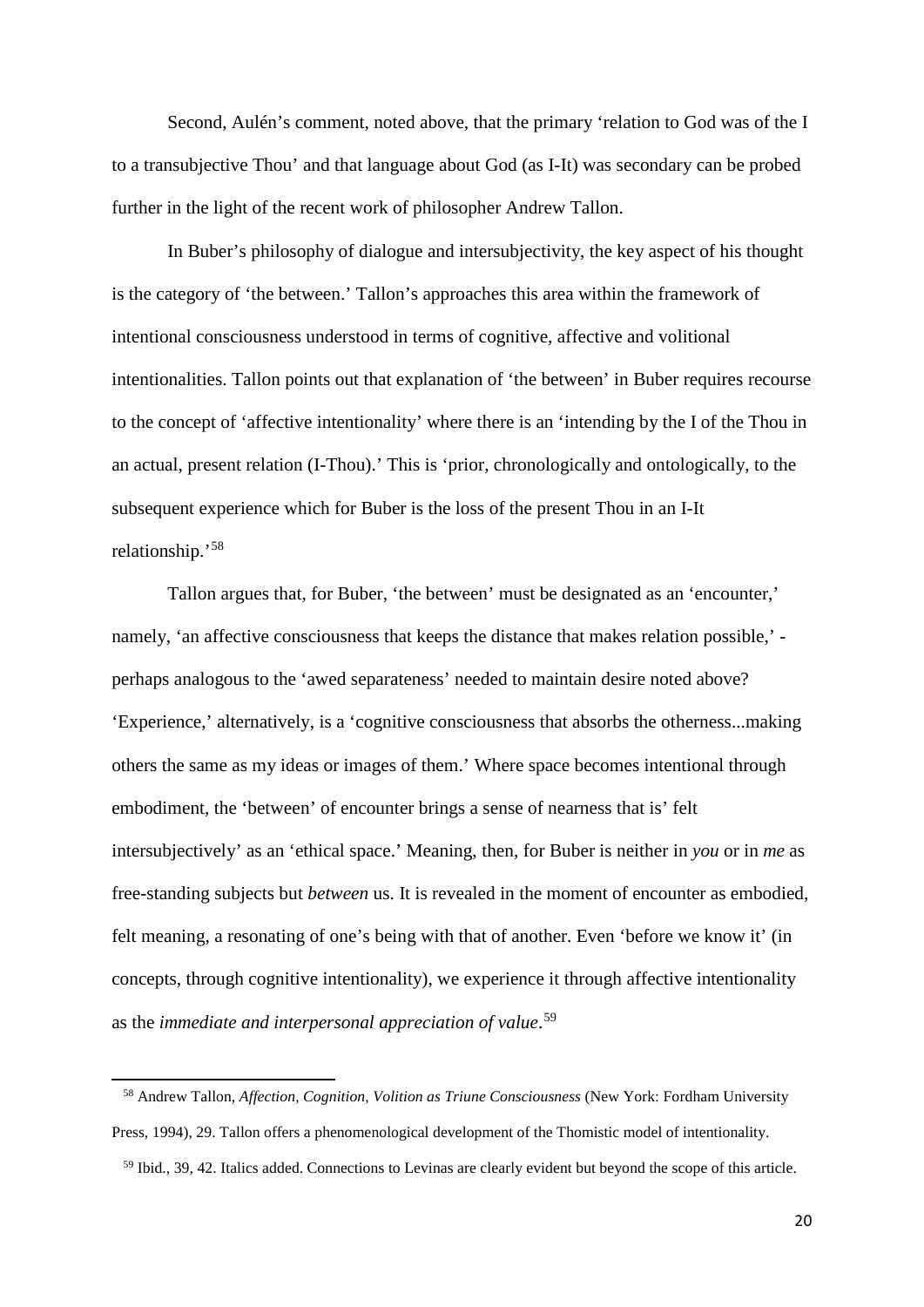Second, Aulén's comment, noted above, that the primary 'relation to God was of the I to a transubjective Thou' and that language about God (as I-It) was secondary can be probed further in the light of the recent work of philosopher Andrew Tallon.

In Buber's philosophy of dialogue and intersubjectivity, the key aspect of his thought is the category of 'the between.' Tallon's approaches this area within the framework of intentional consciousness understood in terms of cognitive, affective and volitional intentionalities. Tallon points out that explanation of 'the between' in Buber requires recourse to the concept of 'affective intentionality' where there is an 'intending by the I of the Thou in an actual, present relation (I-Thou).' This is 'prior, chronologically and ontologically, to the subsequent experience which for Buber is the loss of the present Thou in an I-It relationship.'[58]

Tallon argues that, for Buber, 'the between' must be designated as an 'encounter,' namely, 'an affective consciousness that keeps the distance that makes relation possible,' - perhaps analogous to the 'awed separateness' needed to maintain desire noted above? 'Experience,' alternatively, is a 'cognitive consciousness that absorbs the otherness...making others the same as my ideas or images of them.' Where space becomes intentional through embodiment, the 'between' of encounter brings a sense of nearness that is' felt intersubjectively' as an 'ethical space.' Meaning, then, for Buber is neither in *you* or in *me* as free-standing subjects but *between* us. It is revealed in the moment of encounter as embodied, felt meaning, a resonating of one's being with that of another. Even 'before we know it' (in concepts, through cognitive intentionality), we experience it through affective intentionality as the *immediate and interpersonal appreciation of value*.[59]

---

[58] Andrew Tallon, *Affection, Cognition, Volition as Triune Consciousness* (New York: Fordham University Press, 1994), 29. Tallon offers a phenomenological development of the Thomistic model of intentionality.

[59] Ibid., 39, 42. Italics added. Connections to Levinas are clearly evident but beyond the scope of this article.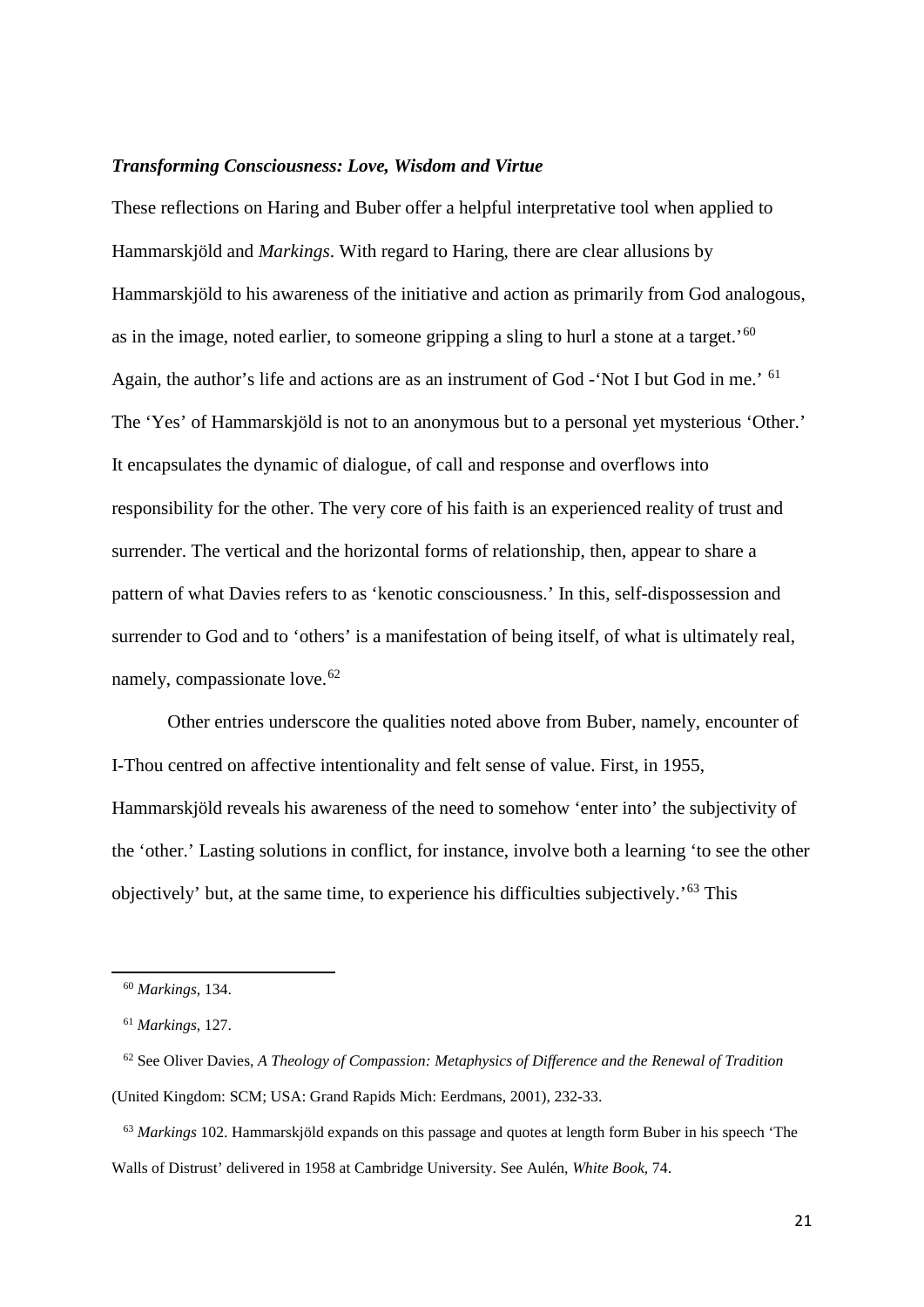### *Transforming Consciousness: Love, Wisdom and Virtue*

These reflections on Haring and Buber offer a helpful interpretative tool when applied to Hammarskjöld and *Markings*. With regard to Haring, there are clear allusions by Hammarskjöld to his awareness of the initiative and action as primarily from God analogous, as in the image, noted earlier, to someone gripping a sling to hurl a stone at a target.'[60] Again, the author's life and actions are as an instrument of God -'Not I but God in me.' [61] The 'Yes' of Hammarskjöld is not to an anonymous but to a personal yet mysterious 'Other.' It encapsulates the dynamic of dialogue, of call and response and overflows into responsibility for the other. The very core of his faith is an experienced reality of trust and surrender. The vertical and the horizontal forms of relationship, then, appear to share a pattern of what Davies refers to as 'kenotic consciousness.' In this, self-dispossession and surrender to God and to 'others' is a manifestation of being itself, of what is ultimately real, namely, compassionate love.[62]

Other entries underscore the qualities noted above from Buber, namely, encounter of I-Thou centred on affective intentionality and felt sense of value. First, in 1955, Hammarskjöld reveals his awareness of the need to somehow 'enter into' the subjectivity of the 'other.' Lasting solutions in conflict, for instance, involve both a learning 'to see the other objectively' but, at the same time, to experience his difficulties subjectively.'[63] This

---

[60] *Markings*, 134.

[61] *Markings*, 127.

[62] See Oliver Davies, *A Theology of Compassion: Metaphysics of Difference and the Renewal of Tradition* (United Kingdom: SCM; USA: Grand Rapids Mich: Eerdmans, 2001), 232-33.

[63] *Markings* 102. Hammarskjöld expands on this passage and quotes at length form Buber in his speech 'The Walls of Distrust' delivered in 1958 at Cambridge University. See Aulén, *White Book*, 74.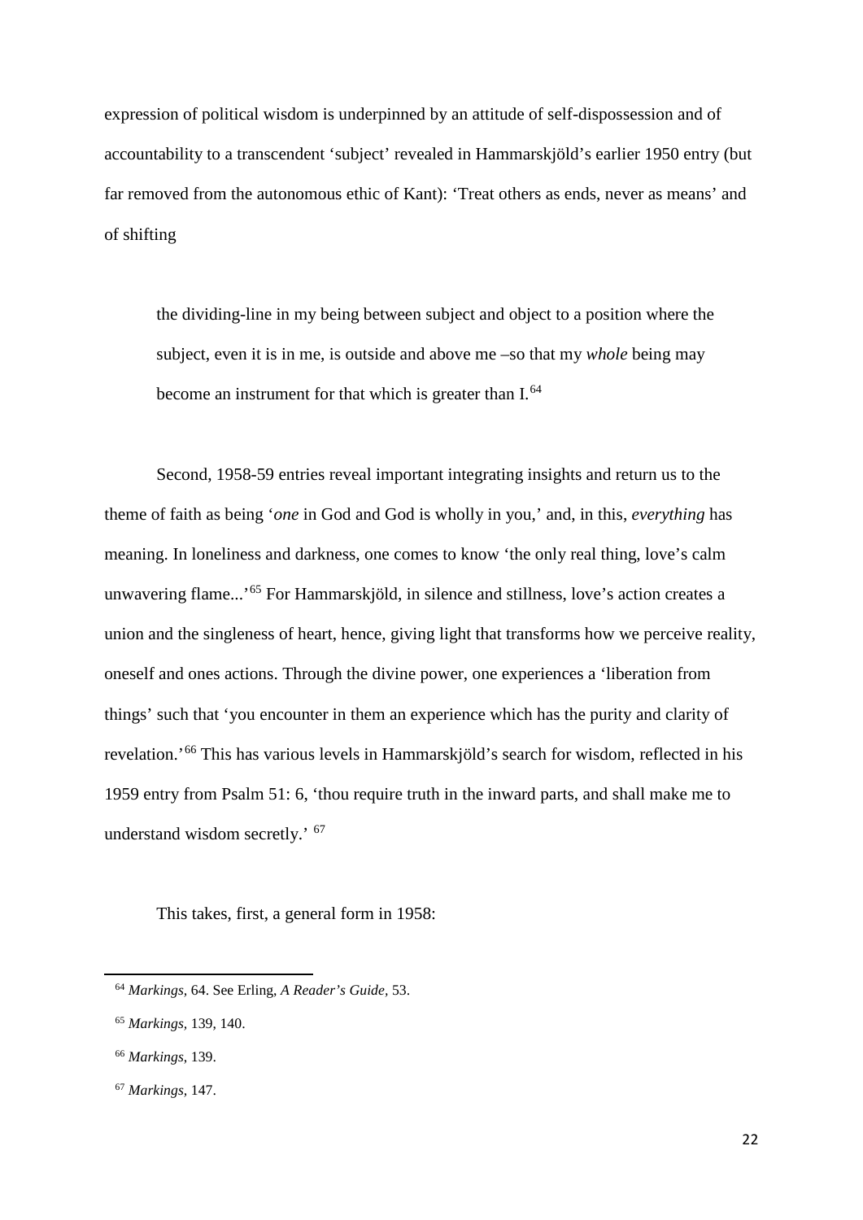expression of political wisdom is underpinned by an attitude of self-dispossession and of accountability to a transcendent 'subject' revealed in Hammarskjöld's earlier 1950 entry (but far removed from the autonomous ethic of Kant): 'Treat others as ends, never as means' and of shifting

> the dividing-line in my being between subject and object to a position where the subject, even it is in me, is outside and above me –so that my *whole* being may become an instrument for that which is greater than I.[64]

Second, 1958-59 entries reveal important integrating insights and return us to the theme of faith as being '*one* in God and God is wholly in you,' and, in this, *everything* has meaning. In loneliness and darkness, one comes to know 'the only real thing, love's calm unwavering flame...'[65] For Hammarskjöld, in silence and stillness, love's action creates a union and the singleness of heart, hence, giving light that transforms how we perceive reality, oneself and ones actions. Through the divine power, one experiences a 'liberation from things' such that 'you encounter in them an experience which has the purity and clarity of revelation.'[66] This has various levels in Hammarskjöld's search for wisdom, reflected in his 1959 entry from Psalm 51: 6, 'thou require truth in the inward parts, and shall make me to understand wisdom secretly.' [67]

This takes, first, a general form in 1958:

---

[64] *Markings*, 64. See Erling, *A Reader's Guide*, 53.

[65] *Markings*, 139, 140.

[66] *Markings*, 139.

[67] *Markings*, 147.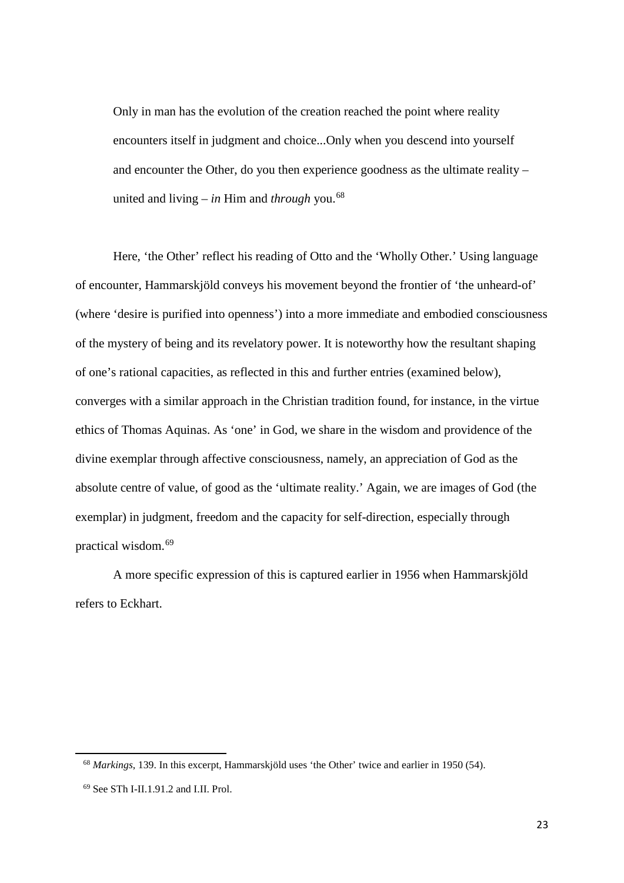> Only in man has the evolution of the creation reached the point where reality encounters itself in judgment and choice...Only when you descend into yourself and encounter the Other, do you then experience goodness as the ultimate reality – united and living – *in* Him and *through* you.[68]

Here, 'the Other' reflect his reading of Otto and the 'Wholly Other.' Using language of encounter, Hammarskjöld conveys his movement beyond the frontier of 'the unheard-of' (where 'desire is purified into openness') into a more immediate and embodied consciousness of the mystery of being and its revelatory power. It is noteworthy how the resultant shaping of one's rational capacities, as reflected in this and further entries (examined below), converges with a similar approach in the Christian tradition found, for instance, in the virtue ethics of Thomas Aquinas. As 'one' in God, we share in the wisdom and providence of the divine exemplar through affective consciousness, namely, an appreciation of God as the absolute centre of value, of good as the 'ultimate reality.' Again, we are images of God (the exemplar) in judgment, freedom and the capacity for self-direction, especially through practical wisdom.[69]

A more specific expression of this is captured earlier in 1956 when Hammarskjöld refers to Eckhart.

---

[68] *Markings*, 139. In this excerpt, Hammarskjöld uses 'the Other' twice and earlier in 1950 (54).

[69] See STh I-II.1.91.2 and I.II. Prol.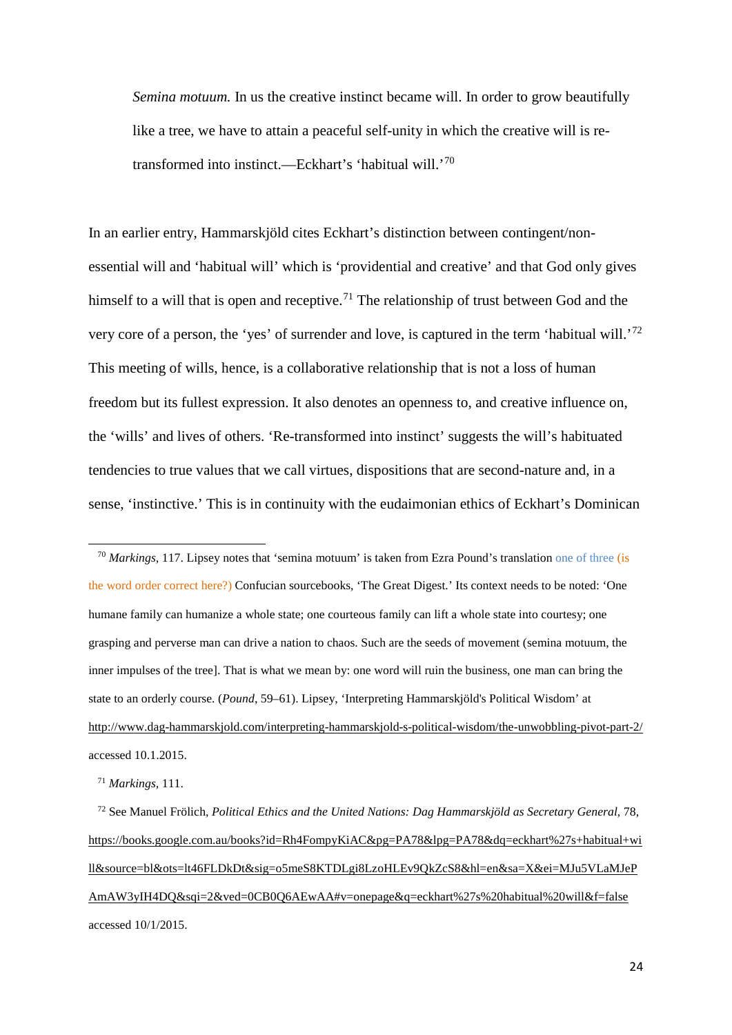*Semina motuum.* In us the creative instinct became will. In order to grow beautifully like a tree, we have to attain a peaceful self-unity in which the creative will is re-transformed into instinct.—Eckhart's 'habitual will.'[70]

In an earlier entry, Hammarskjöld cites Eckhart's distinction between contingent/non-essential will and 'habitual will' which is 'providential and creative' and that God only gives himself to a will that is open and receptive.[71] The relationship of trust between God and the very core of a person, the 'yes' of surrender and love, is captured in the term 'habitual will.'[72] This meeting of wills, hence, is a collaborative relationship that is not a loss of human freedom but its fullest expression. It also denotes an openness to, and creative influence on, the 'wills' and lives of others. 'Re-transformed into instinct' suggests the will's habituated tendencies to true values that we call virtues, dispositions that are second-nature and, in a sense, 'instinctive.' This is in continuity with the eudaimonian ethics of Eckhart's Dominican

---

[70] *Markings,* 117. Lipsey notes that 'semina motuum' is taken from Ezra Pound's translation one of three (is the word order correct here?) Confucian sourcebooks, 'The Great Digest.' Its context needs to be noted: 'One humane family can humanize a whole state; one courteous family can lift a whole state into courtesy; one grasping and perverse man can drive a nation to chaos. Such are the seeds of movement (semina motuum, the inner impulses of the tree]. That is what we mean by: one word will ruin the business, one man can bring the state to an orderly course. (*Pound*, 59–61). Lipsey, 'Interpreting Hammarskjöld's Political Wisdom' at http://www.dag-hammarskjold.com/interpreting-hammarskjold-s-political-wisdom/the-unwobbling-pivot-part-2/ accessed 10.1.2015.

[71] *Markings,* 111.

[72] See Manuel Frölich, *Political Ethics and the United Nations: Dag Hammarskjöld as Secretary General*, 78, https://books.google.com.au/books?id=Rh4FompyKiAC&pg=PA78&lpg=PA78&dq=eckhart%27s+habitual+will&source=bl&ots=lt46FLDkDt&sig=o5meS8KTDLgi8LzoHLEv9QkZcS8&hl=en&sa=X&ei=MJu5VLaMJePAmAW3yIH4DQ&sqi=2&ved=0CB0Q6AEwAA#v=onepage&q=eckhart%27s%20habitual%20will&f=false accessed 10/1/2015.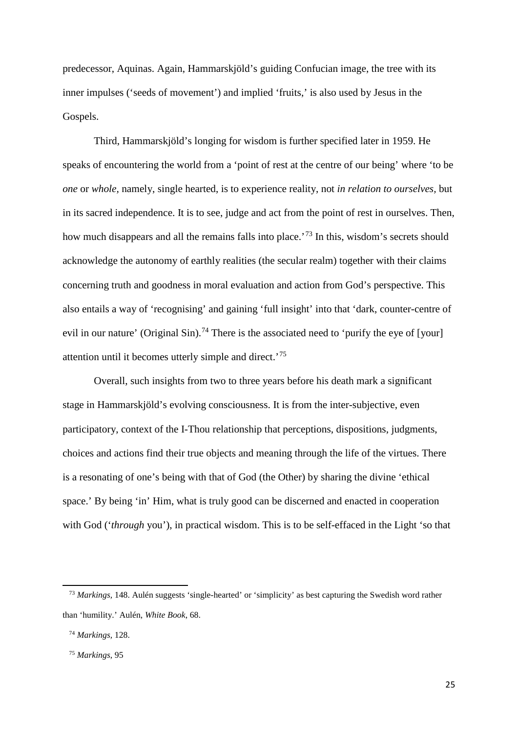predecessor, Aquinas. Again, Hammarskjöld's guiding Confucian image, the tree with its inner impulses ('seeds of movement') and implied 'fruits,' is also used by Jesus in the Gospels.

Third, Hammarskjöld's longing for wisdom is further specified later in 1959. He speaks of encountering the world from a 'point of rest at the centre of our being' where 'to be *one* or *whole*, namely, single hearted, is to experience reality, not *in relation to ourselves*, but in its sacred independence. It is to see, judge and act from the point of rest in ourselves. Then, how much disappears and all the remains falls into place.'[73] In this, wisdom's secrets should acknowledge the autonomy of earthly realities (the secular realm) together with their claims concerning truth and goodness in moral evaluation and action from God's perspective. This also entails a way of 'recognising' and gaining 'full insight' into that 'dark, counter-centre of evil in our nature' (Original Sin).[74] There is the associated need to 'purify the eye of [your] attention until it becomes utterly simple and direct.'[75]

Overall, such insights from two to three years before his death mark a significant stage in Hammarskjöld's evolving consciousness. It is from the inter-subjective, even participatory, context of the I-Thou relationship that perceptions, dispositions, judgments, choices and actions find their true objects and meaning through the life of the virtues. There is a resonating of one's being with that of God (the Other) by sharing the divine 'ethical space.' By being 'in' Him, what is truly good can be discerned and enacted in cooperation with God ('*through* you'), in practical wisdom. This is to be self-effaced in the Light 'so that

---

[73] *Markings*, 148. Aulén suggests 'single-hearted' or 'simplicity' as best capturing the Swedish word rather than 'humility.' Aulén, *White Book*, 68.

[74] *Markings*, 128.

[75] *Markings*, 95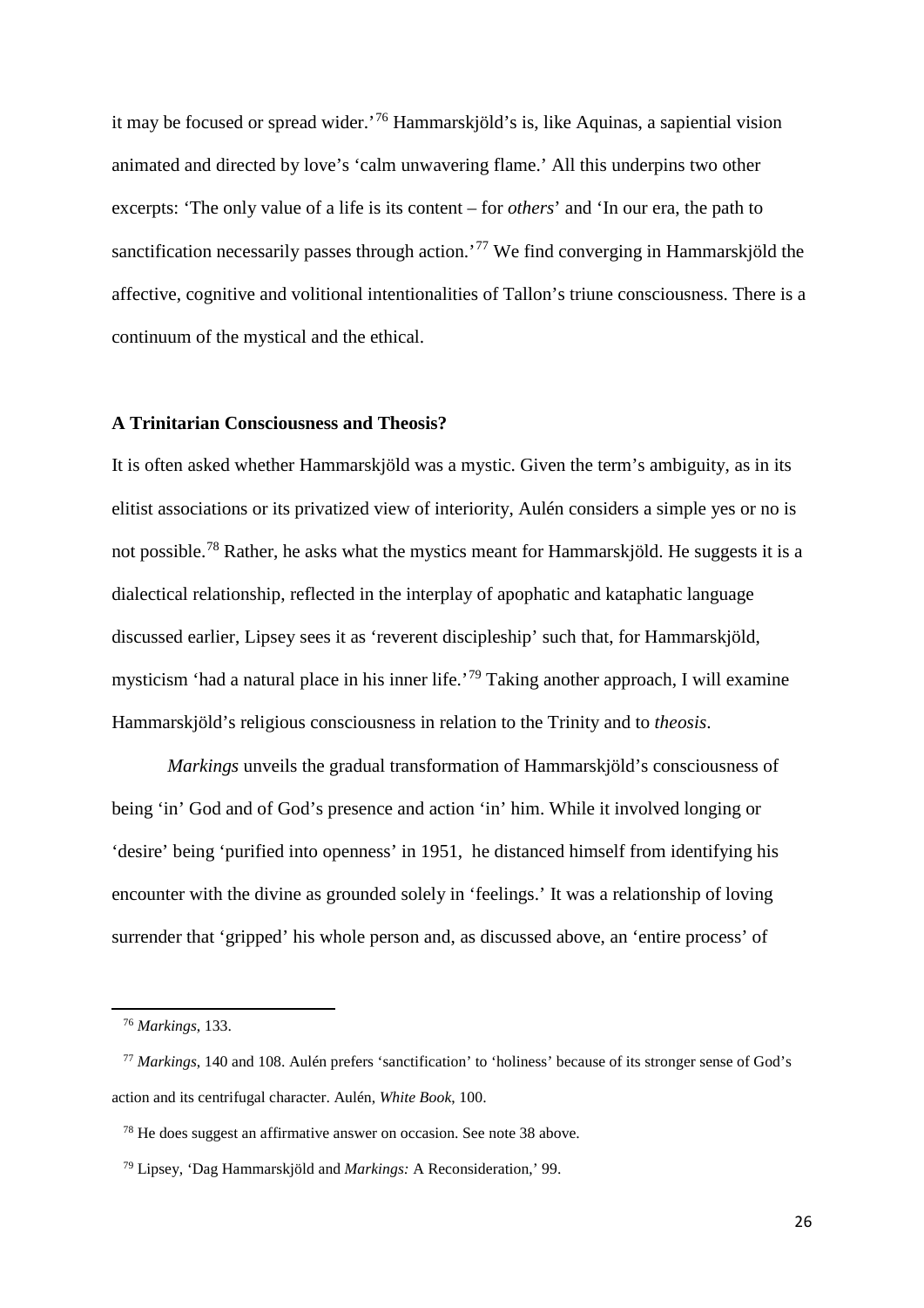it may be focused or spread wider.'[76] Hammarskjöld's is, like Aquinas, a sapiential vision animated and directed by love's 'calm unwavering flame.' All this underpins two other excerpts: 'The only value of a life is its content – for *others*' and 'In our era, the path to sanctification necessarily passes through action.'[77] We find converging in Hammarskjöld the affective, cognitive and volitional intentionalities of Tallon's triune consciousness. There is a continuum of the mystical and the ethical.

**A Trinitarian Consciousness and Theosis?**

It is often asked whether Hammarskjöld was a mystic. Given the term's ambiguity, as in its elitist associations or its privatized view of interiority, Aulén considers a simple yes or no is not possible.[78] Rather, he asks what the mystics meant for Hammarskjöld. He suggests it is a dialectical relationship, reflected in the interplay of apophatic and kataphatic language discussed earlier, Lipsey sees it as 'reverent discipleship' such that, for Hammarskjöld, mysticism 'had a natural place in his inner life.'[79] Taking another approach, I will examine Hammarskjöld's religious consciousness in relation to the Trinity and to *theosis*.

*Markings* unveils the gradual transformation of Hammarskjöld's consciousness of being 'in' God and of God's presence and action 'in' him. While it involved longing or 'desire' being 'purified into openness' in 1951, he distanced himself from identifying his encounter with the divine as grounded solely in 'feelings.' It was a relationship of loving surrender that 'gripped' his whole person and, as discussed above, an 'entire process' of

---

[76] *Markings*, 133.

[77] *Markings*, 140 and 108. Aulén prefers 'sanctification' to 'holiness' because of its stronger sense of God's action and its centrifugal character. Aulén, *White Book*, 100.

[78] He does suggest an affirmative answer on occasion. See note 38 above.

[79] Lipsey, 'Dag Hammarskjöld and *Markings:* A Reconsideration,' 99.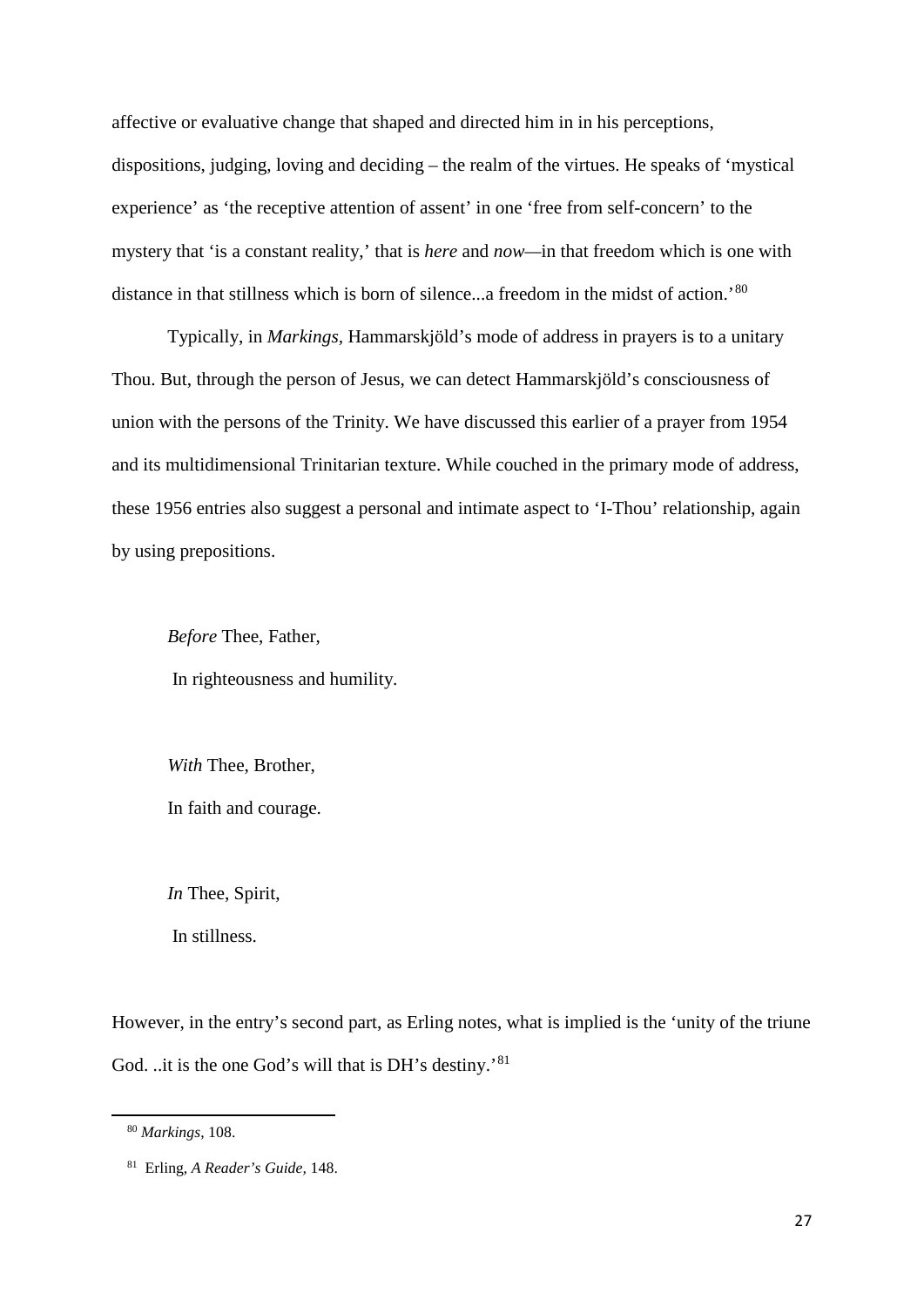affective or evaluative change that shaped and directed him in in his perceptions, dispositions, judging, loving and deciding – the realm of the virtues. He speaks of 'mystical experience' as 'the receptive attention of assent' in one 'free from self-concern' to the mystery that 'is a constant reality,' that is *here* and *now*—in that freedom which is one with distance in that stillness which is born of silence...a freedom in the midst of action.'[80]

Typically, in *Markings,* Hammarskjöld's mode of address in prayers is to a unitary Thou. But, through the person of Jesus, we can detect Hammarskjöld's consciousness of union with the persons of the Trinity. We have discussed this earlier of a prayer from 1954 and its multidimensional Trinitarian texture. While couched in the primary mode of address, these 1956 entries also suggest a personal and intimate aspect to 'I-Thou' relationship, again by using prepositions.

> *Before* Thee, Father,
>
> In righteousness and humility.
>
> *With* Thee, Brother,
>
> In faith and courage.
>
> *In* Thee, Spirit,
>
> In stillness.

However, in the entry's second part, as Erling notes, what is implied is the 'unity of the triune God. ..it is the one God's will that is DH's destiny.'[81]

---

[80] *Markings*, 108.

[81] Erling, *A Reader's Guide,* 148.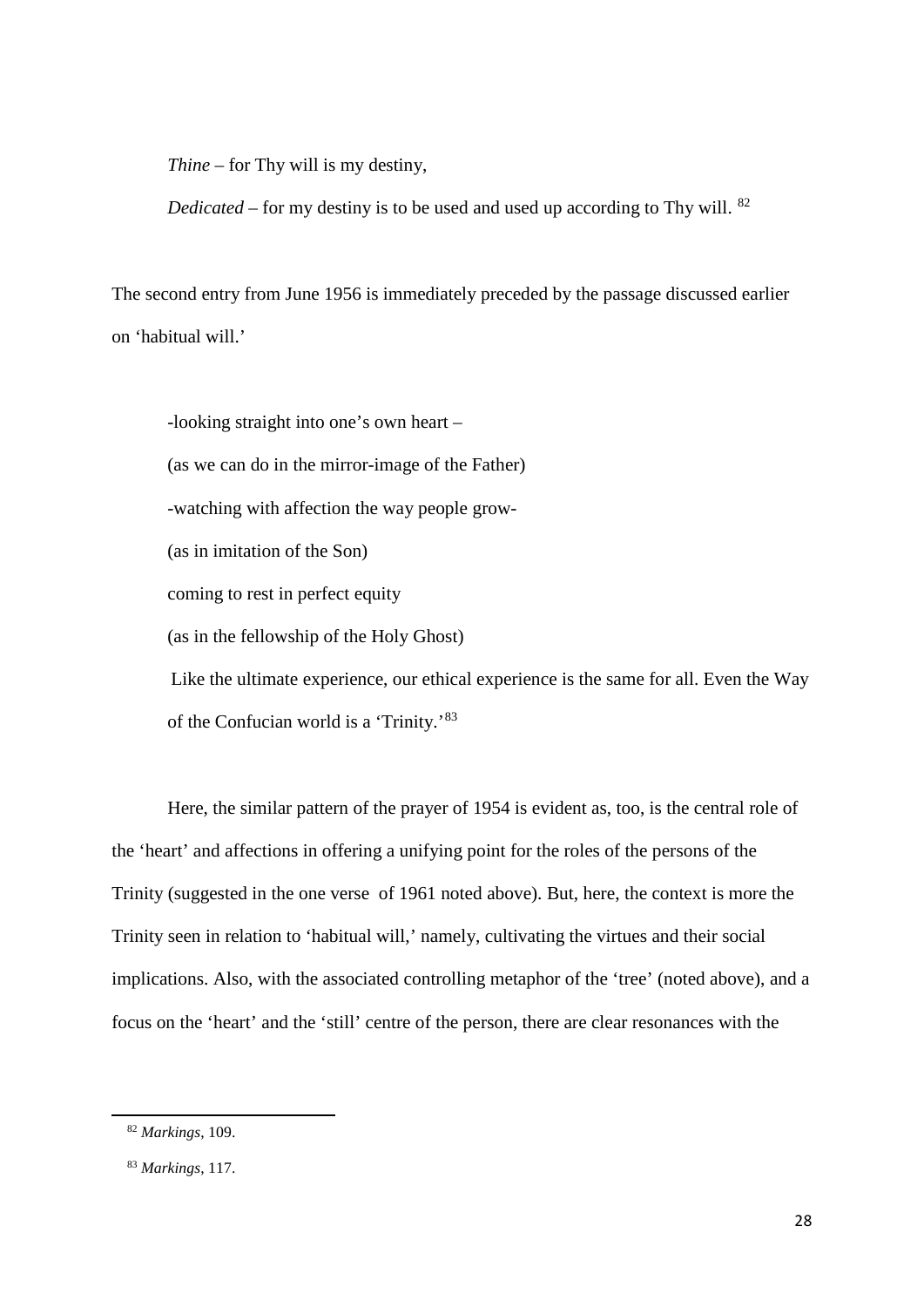*Thine* – for Thy will is my destiny,

*Dedicated* – for my destiny is to be used and used up according to Thy will. [82]

The second entry from June 1956 is immediately preceded by the passage discussed earlier on 'habitual will.'

> -looking straight into one's own heart –
>
> (as we can do in the mirror-image of the Father)
>
> -watching with affection the way people grow-
>
> (as in imitation of the Son)
>
> coming to rest in perfect equity
>
> (as in the fellowship of the Holy Ghost)
>
> Like the ultimate experience, our ethical experience is the same for all. Even the Way of the Confucian world is a 'Trinity.'[83]

Here, the similar pattern of the prayer of 1954 is evident as, too, is the central role of the 'heart' and affections in offering a unifying point for the roles of the persons of the Trinity (suggested in the one verse of 1961 noted above). But, here, the context is more the Trinity seen in relation to 'habitual will,' namely, cultivating the virtues and their social implications. Also, with the associated controlling metaphor of the 'tree' (noted above), and a focus on the 'heart' and the 'still' centre of the person, there are clear resonances with the

---

[82] *Markings*, 109.

[83] *Markings*, 117.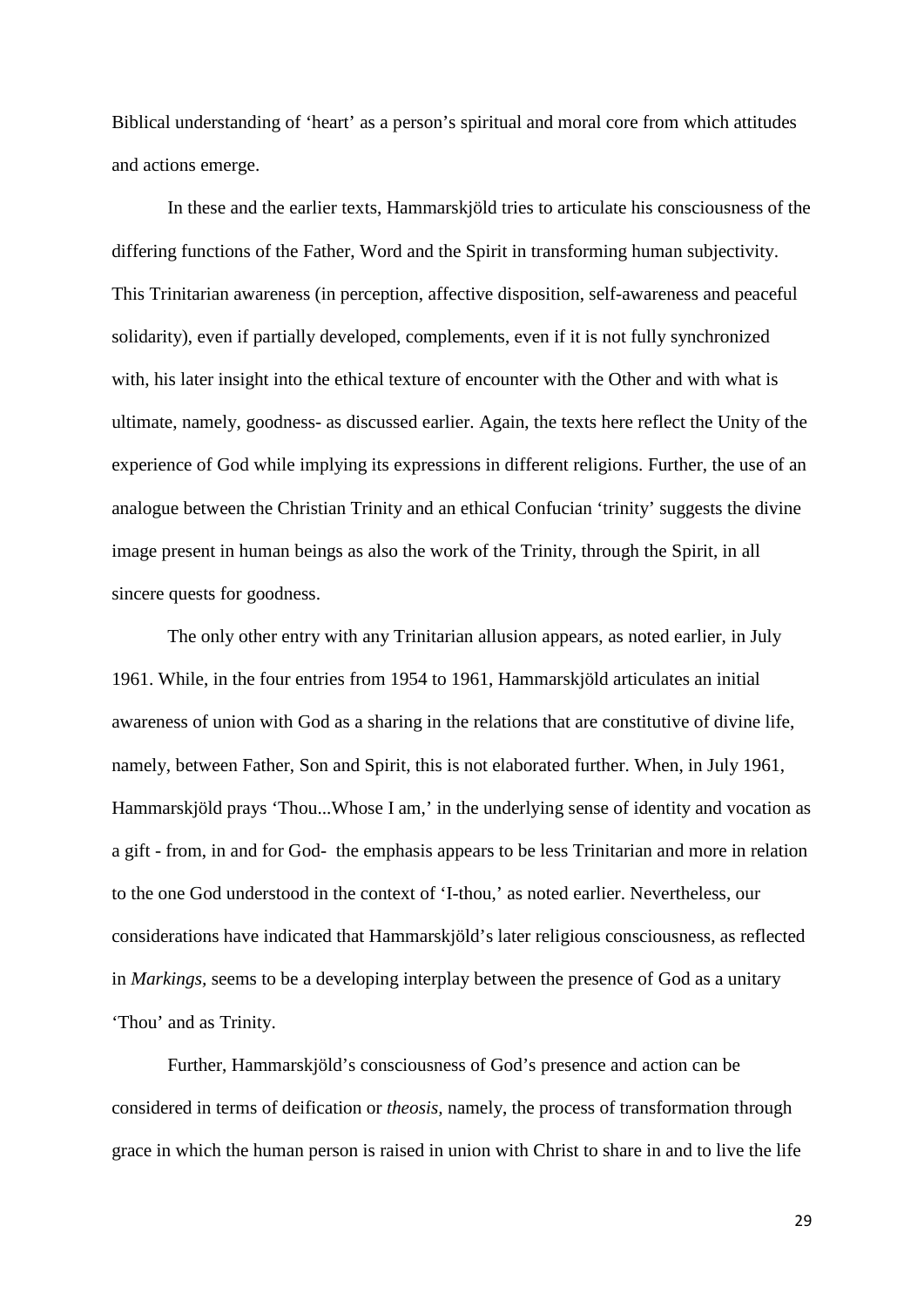Biblical understanding of 'heart' as a person's spiritual and moral core from which attitudes and actions emerge.

In these and the earlier texts, Hammarskjöld tries to articulate his consciousness of the differing functions of the Father, Word and the Spirit in transforming human subjectivity. This Trinitarian awareness (in perception, affective disposition, self-awareness and peaceful solidarity), even if partially developed, complements, even if it is not fully synchronized with, his later insight into the ethical texture of encounter with the Other and with what is ultimate, namely, goodness- as discussed earlier. Again, the texts here reflect the Unity of the experience of God while implying its expressions in different religions. Further, the use of an analogue between the Christian Trinity and an ethical Confucian 'trinity' suggests the divine image present in human beings as also the work of the Trinity, through the Spirit, in all sincere quests for goodness.

The only other entry with any Trinitarian allusion appears, as noted earlier, in July 1961. While, in the four entries from 1954 to 1961, Hammarskjöld articulates an initial awareness of union with God as a sharing in the relations that are constitutive of divine life, namely, between Father, Son and Spirit, this is not elaborated further. When, in July 1961, Hammarskjöld prays 'Thou...Whose I am,' in the underlying sense of identity and vocation as a gift - from, in and for God- the emphasis appears to be less Trinitarian and more in relation to the one God understood in the context of 'I-thou,' as noted earlier. Nevertheless, our considerations have indicated that Hammarskjöld's later religious consciousness, as reflected in *Markings*, seems to be a developing interplay between the presence of God as a unitary 'Thou' and as Trinity.

Further, Hammarskjöld's consciousness of God's presence and action can be considered in terms of deification or *theosis*, namely, the process of transformation through grace in which the human person is raised in union with Christ to share in and to live the life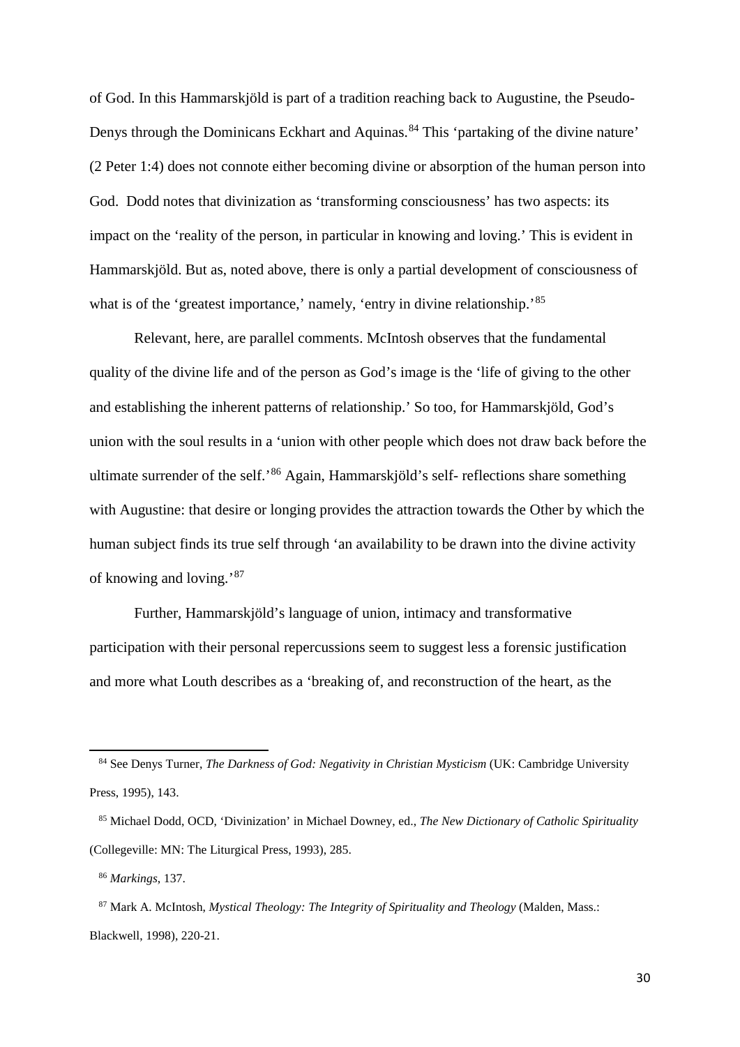of God. In this Hammarskjöld is part of a tradition reaching back to Augustine, the Pseudo-Denys through the Dominicans Eckhart and Aquinas.[84] This 'partaking of the divine nature' (2 Peter 1:4) does not connote either becoming divine or absorption of the human person into God. Dodd notes that divinization as 'transforming consciousness' has two aspects: its impact on the 'reality of the person, in particular in knowing and loving.' This is evident in Hammarskjöld. But as, noted above, there is only a partial development of consciousness of what is of the 'greatest importance,' namely, 'entry in divine relationship.'[85]

Relevant, here, are parallel comments. McIntosh observes that the fundamental quality of the divine life and of the person as God's image is the 'life of giving to the other and establishing the inherent patterns of relationship.' So too, for Hammarskjöld, God's union with the soul results in a 'union with other people which does not draw back before the ultimate surrender of the self.'[86] Again, Hammarskjöld's self- reflections share something with Augustine: that desire or longing provides the attraction towards the Other by which the human subject finds its true self through 'an availability to be drawn into the divine activity of knowing and loving.'[87]

Further, Hammarskjöld's language of union, intimacy and transformative participation with their personal repercussions seem to suggest less a forensic justification and more what Louth describes as a 'breaking of, and reconstruction of the heart, as the

---

[84] See Denys Turner, *The Darkness of God: Negativity in Christian Mysticism* (UK: Cambridge University Press, 1995), 143.

[85] Michael Dodd, OCD, 'Divinization' in Michael Downey, ed., *The New Dictionary of Catholic Spirituality* (Collegeville: MN: The Liturgical Press, 1993), 285.

[86] *Markings*, 137.

[87] Mark A. McIntosh, *Mystical Theology: The Integrity of Spirituality and Theology* (Malden, Mass.: Blackwell, 1998), 220-21.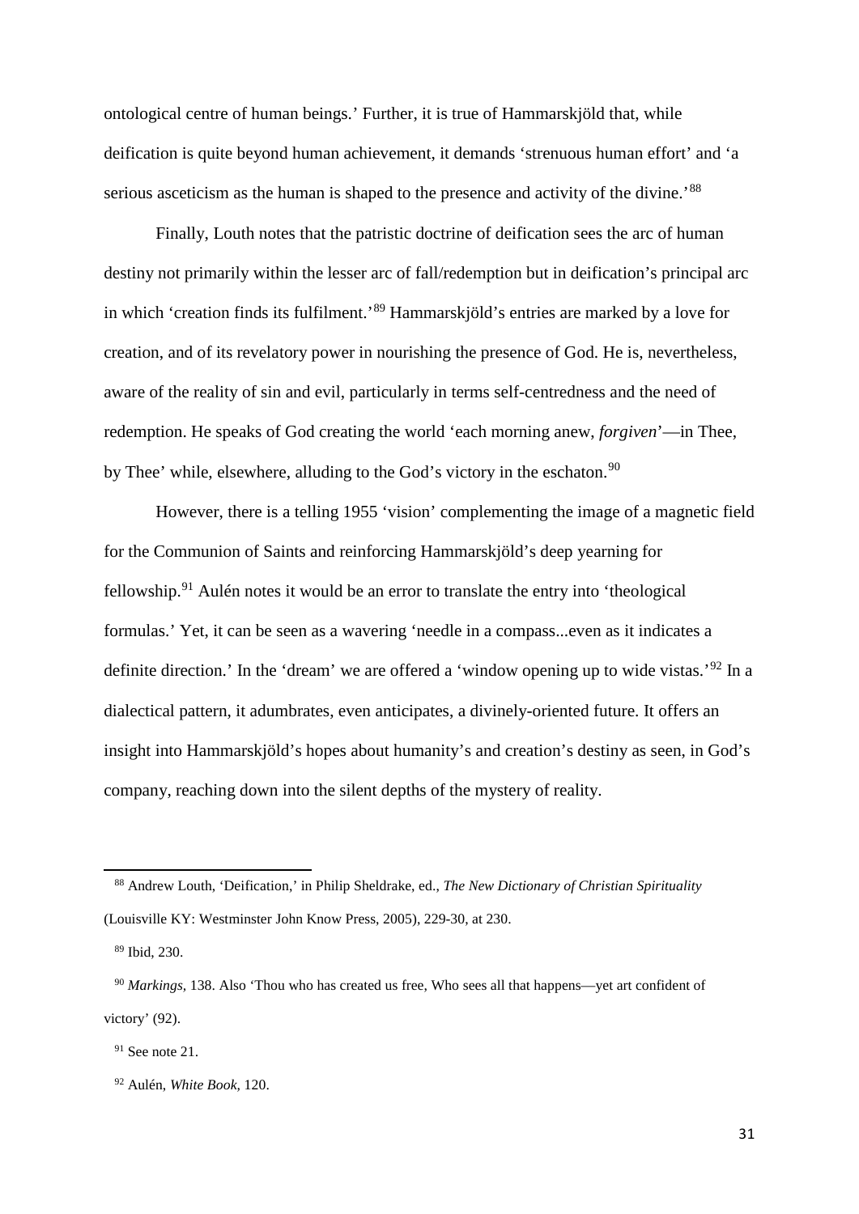ontological centre of human beings.' Further, it is true of Hammarskjöld that, while deification is quite beyond human achievement, it demands 'strenuous human effort' and 'a serious asceticism as the human is shaped to the presence and activity of the divine.'[88]

Finally, Louth notes that the patristic doctrine of deification sees the arc of human destiny not primarily within the lesser arc of fall/redemption but in deification's principal arc in which 'creation finds its fulfilment.'[89] Hammarskjöld's entries are marked by a love for creation, and of its revelatory power in nourishing the presence of God. He is, nevertheless, aware of the reality of sin and evil, particularly in terms self-centredness and the need of redemption. He speaks of God creating the world 'each morning anew, *forgiven*'—in Thee, by Thee' while, elsewhere, alluding to the God's victory in the eschaton.[90]

However, there is a telling 1955 'vision' complementing the image of a magnetic field for the Communion of Saints and reinforcing Hammarskjöld's deep yearning for fellowship.[91] Aulén notes it would be an error to translate the entry into 'theological formulas.' Yet, it can be seen as a wavering 'needle in a compass...even as it indicates a definite direction.' In the 'dream' we are offered a 'window opening up to wide vistas.'[92] In a dialectical pattern, it adumbrates, even anticipates, a divinely-oriented future. It offers an insight into Hammarskjöld's hopes about humanity's and creation's destiny as seen, in God's company, reaching down into the silent depths of the mystery of reality.

---

[88] Andrew Louth, 'Deification,' in Philip Sheldrake, ed., *The New Dictionary of Christian Spirituality* (Louisville KY: Westminster John Know Press, 2005), 229-30, at 230.

[89] Ibid, 230.

[90] *Markings,* 138. Also 'Thou who has created us free, Who sees all that happens—yet art confident of victory' (92).

[91] See note 21.

[92] Aulén, *White Book,* 120.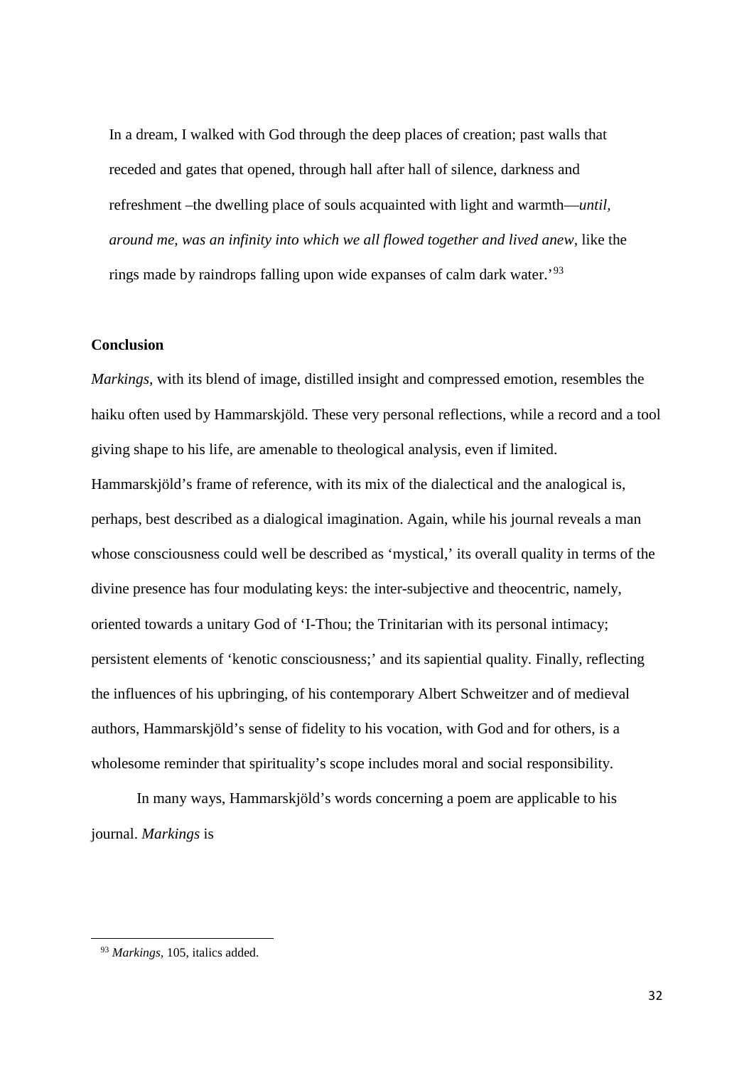> In a dream, I walked with God through the deep places of creation; past walls that receded and gates that opened, through hall after hall of silence, darkness and refreshment –the dwelling place of souls acquainted with light and warmth—*until, around me, was an infinity into which we all flowed together and lived anew*, like the rings made by raindrops falling upon wide expanses of calm dark water.'[93]

**Conclusion**

*Markings,* with its blend of image, distilled insight and compressed emotion, resembles the haiku often used by Hammarskjöld. These very personal reflections, while a record and a tool giving shape to his life, are amenable to theological analysis, even if limited. Hammarskjöld's frame of reference, with its mix of the dialectical and the analogical is, perhaps, best described as a dialogical imagination. Again, while his journal reveals a man whose consciousness could well be described as 'mystical,' its overall quality in terms of the divine presence has four modulating keys: the inter-subjective and theocentric, namely, oriented towards a unitary God of 'I-Thou; the Trinitarian with its personal intimacy; persistent elements of 'kenotic consciousness;' and its sapiential quality. Finally, reflecting the influences of his upbringing, of his contemporary Albert Schweitzer and of medieval authors, Hammarskjöld's sense of fidelity to his vocation, with God and for others, is a wholesome reminder that spirituality's scope includes moral and social responsibility.

In many ways, Hammarskjöld's words concerning a poem are applicable to his journal. *Markings* is

---

[93] *Markings,* 105, italics added.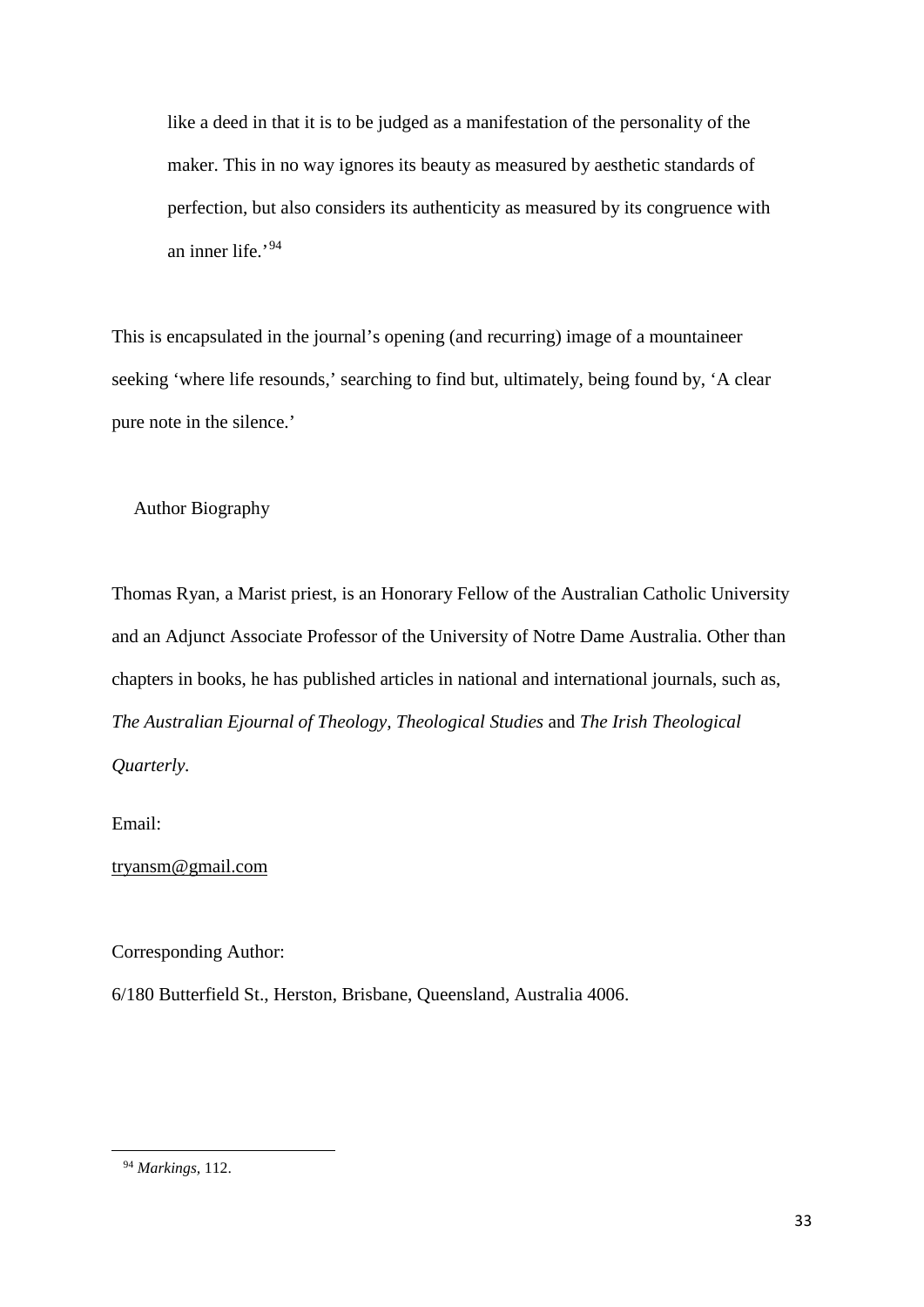> like a deed in that it is to be judged as a manifestation of the personality of the maker. This in no way ignores its beauty as measured by aesthetic standards of perfection, but also considers its authenticity as measured by its congruence with an inner life.'[94]

This is encapsulated in the journal's opening (and recurring) image of a mountaineer seeking 'where life resounds,' searching to find but, ultimately, being found by, 'A clear pure note in the silence.'

## Author Biography

Thomas Ryan, a Marist priest, is an Honorary Fellow of the Australian Catholic University and an Adjunct Associate Professor of the University of Notre Dame Australia. Other than chapters in books, he has published articles in national and international journals, such as, *The Australian Ejournal of Theology*, *Theological Studies* and *The Irish Theological Quarterly*.

Email:

tryansm@gmail.com

Corresponding Author:

6/180 Butterfield St., Herston, Brisbane, Queensland, Australia 4006.

---

[94] *Markings,* 112.